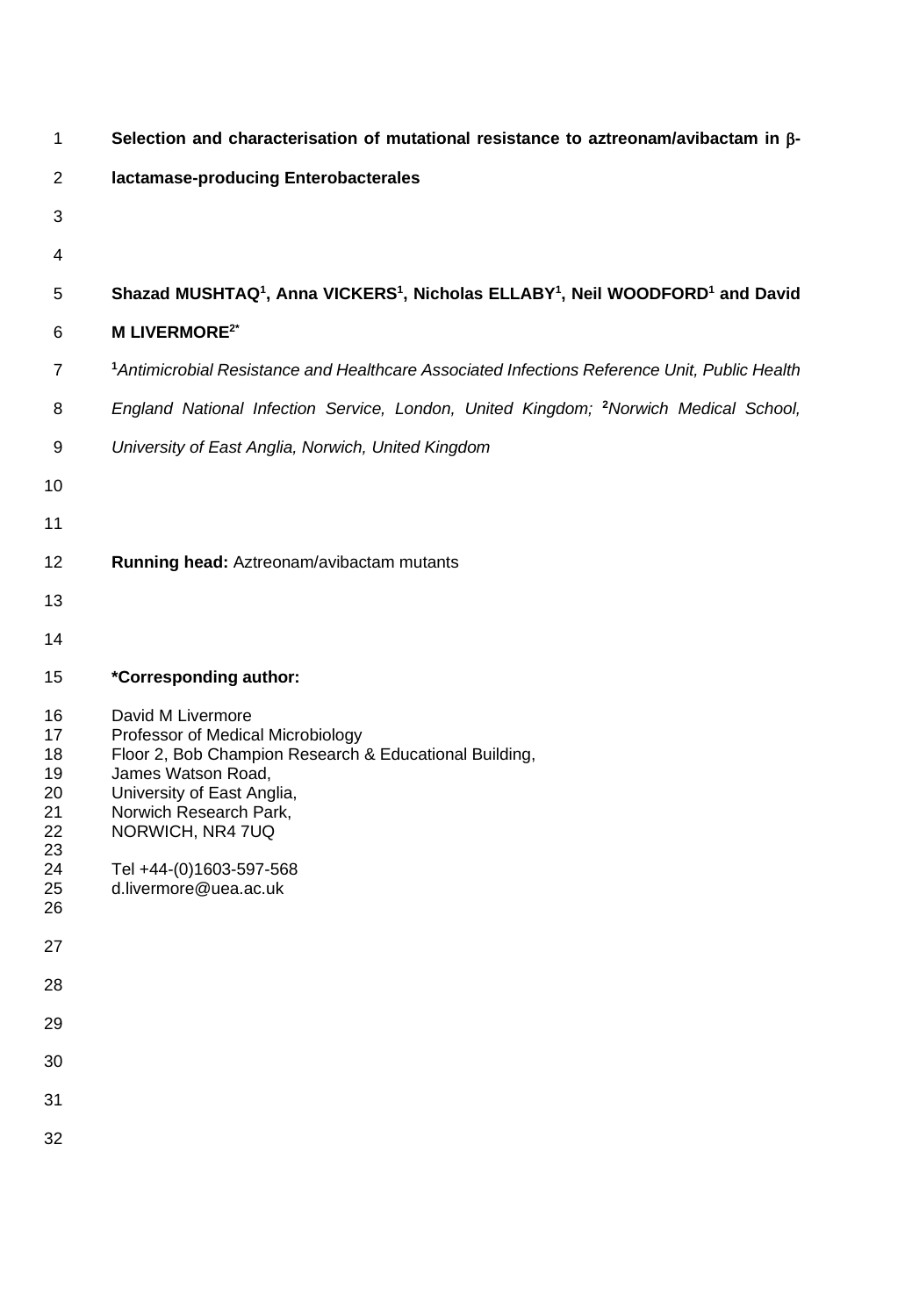# Selection and characterisation of mutational resistance to aztreonam/avibactam in β-lactamase-producing Enterobacterales

**Shazad MUSHTAQ[1], Anna VICKERS[1], Nicholas ELLABY[1], Neil WOODFORD[1] and David M LIVERMORE[2*]**

[1]*Antimicrobial Resistance and Healthcare Associated Infections Reference Unit, Public Health England National Infection Service, London, United Kingdom;* [2]*Norwich Medical School, University of East Anglia, Norwich, United Kingdom*

**Running head:** Aztreonam/avibactam mutants

**\*Corresponding author:**

David M Livermore
Professor of Medical Microbiology
Floor 2, Bob Champion Research & Educational Building,
James Watson Road,
University of East Anglia,
Norwich Research Park,
NORWICH, NR4 7UQ

Tel +44-(0)1603-597-568
d.livermore@uea.ac.uk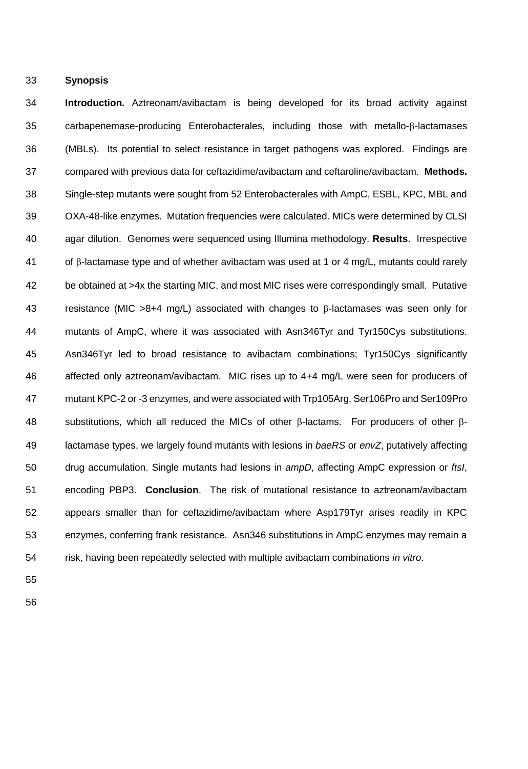## Synopsis

**Introduction.** Aztreonam/avibactam is being developed for its broad activity against carbapenemase-producing Enterobacterales, including those with metallo-β-lactamases (MBLs). Its potential to select resistance in target pathogens was explored. Findings are compared with previous data for ceftazidime/avibactam and ceftaroline/avibactam. **Methods.** Single-step mutants were sought from 52 Enterobacterales with AmpC, ESBL, KPC, MBL and OXA-48-like enzymes. Mutation frequencies were calculated. MICs were determined by CLSI agar dilution. Genomes were sequenced using Illumina methodology. **Results**. Irrespective of β-lactamase type and of whether avibactam was used at 1 or 4 mg/L, mutants could rarely be obtained at >4x the starting MIC, and most MIC rises were correspondingly small. Putative resistance (MIC >8+4 mg/L) associated with changes to β-lactamases was seen only for mutants of AmpC, where it was associated with Asn346Tyr and Tyr150Cys substitutions. Asn346Tyr led to broad resistance to avibactam combinations; Tyr150Cys significantly affected only aztreonam/avibactam. MIC rises up to 4+4 mg/L were seen for producers of mutant KPC-2 or -3 enzymes, and were associated with Trp105Arg, Ser106Pro and Ser109Pro substitutions, which all reduced the MICs of other β-lactams. For producers of other β-lactamase types, we largely found mutants with lesions in *baeRS* or *envZ*, putatively affecting drug accumulation. Single mutants had lesions in *ampD*, affecting AmpC expression or *ftsI*, encoding PBP3. **Conclusion**. The risk of mutational resistance to aztreonam/avibactam appears smaller than for ceftazidime/avibactam where Asp179Tyr arises readily in KPC enzymes, conferring frank resistance. Asn346 substitutions in AmpC enzymes may remain a risk, having been repeatedly selected with multiple avibactam combinations *in vitro*.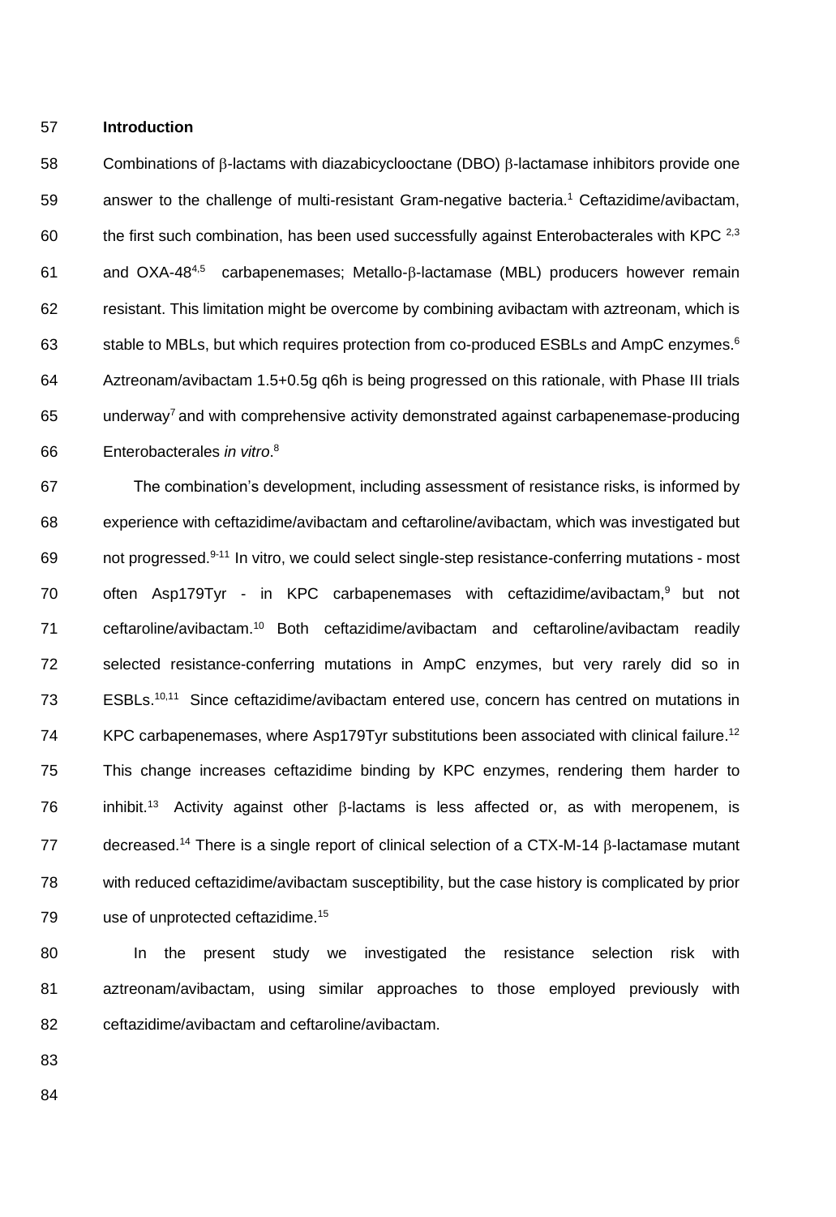## Introduction

Combinations of β-lactams with diazabicyclooctane (DBO) β-lactamase inhibitors provide one answer to the challenge of multi-resistant Gram-negative bacteria.[1] Ceftazidime/avibactam, the first such combination, has been used successfully against Enterobacterales with KPC [2,3] and OXA-48[4,5] carbapenemases; Metallo-β-lactamase (MBL) producers however remain resistant. This limitation might be overcome by combining avibactam with aztreonam, which is stable to MBLs, but which requires protection from co-produced ESBLs and AmpC enzymes.[6] Aztreonam/avibactam 1.5+0.5g q6h is being progressed on this rationale, with Phase III trials underway[7] and with comprehensive activity demonstrated against carbapenemase-producing Enterobacterales *in vitro*.[8]

The combination's development, including assessment of resistance risks, is informed by experience with ceftazidime/avibactam and ceftaroline/avibactam, which was investigated but not progressed.[9-11] In vitro, we could select single-step resistance-conferring mutations - most often Asp179Tyr - in KPC carbapenemases with ceftazidime/avibactam,[9] but not ceftaroline/avibactam.[10] Both ceftazidime/avibactam and ceftaroline/avibactam readily selected resistance-conferring mutations in AmpC enzymes, but very rarely did so in ESBLs.[10,11] Since ceftazidime/avibactam entered use, concern has centred on mutations in KPC carbapenemases, where Asp179Tyr substitutions been associated with clinical failure.[12] This change increases ceftazidime binding by KPC enzymes, rendering them harder to inhibit.[13] Activity against other β-lactams is less affected or, as with meropenem, is decreased.[14] There is a single report of clinical selection of a CTX-M-14 β-lactamase mutant with reduced ceftazidime/avibactam susceptibility, but the case history is complicated by prior use of unprotected ceftazidime.[15]

In the present study we investigated the resistance selection risk with aztreonam/avibactam, using similar approaches to those employed previously with ceftazidime/avibactam and ceftaroline/avibactam.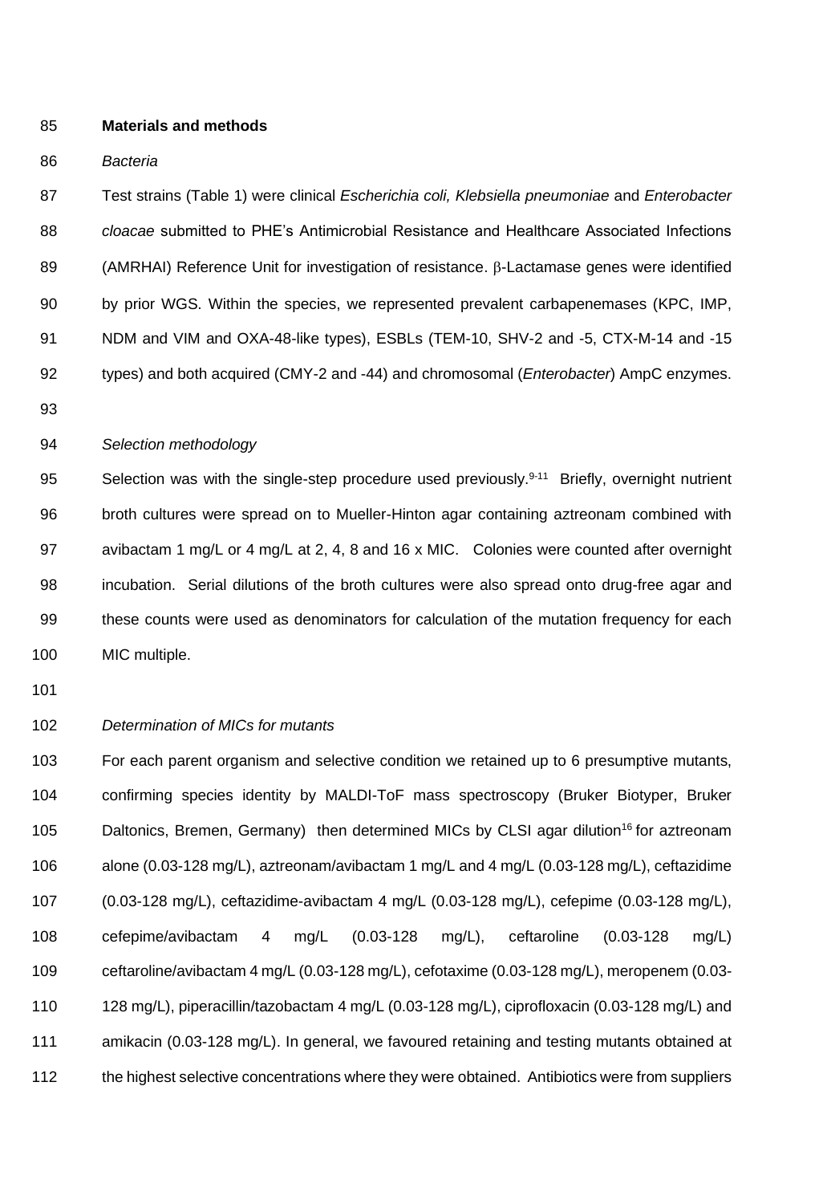## Materials and methods

### *Bacteria*

Test strains (Table 1) were clinical *Escherichia coli, Klebsiella pneumoniae* and *Enterobacter cloacae* submitted to PHE's Antimicrobial Resistance and Healthcare Associated Infections (AMRHAI) Reference Unit for investigation of resistance. β-Lactamase genes were identified by prior WGS. Within the species, we represented prevalent carbapenemases (KPC, IMP, NDM and VIM and OXA-48-like types), ESBLs (TEM-10, SHV-2 and -5, CTX-M-14 and -15 types) and both acquired (CMY-2 and -44) and chromosomal (*Enterobacter*) AmpC enzymes.

### *Selection methodology*

Selection was with the single-step procedure used previously.[9-11] Briefly, overnight nutrient broth cultures were spread on to Mueller-Hinton agar containing aztreonam combined with avibactam 1 mg/L or 4 mg/L at 2, 4, 8 and 16 x MIC. Colonies were counted after overnight incubation. Serial dilutions of the broth cultures were also spread onto drug-free agar and these counts were used as denominators for calculation of the mutation frequency for each MIC multiple.

### *Determination of MICs for mutants*

For each parent organism and selective condition we retained up to 6 presumptive mutants, confirming species identity by MALDI-ToF mass spectroscopy (Bruker Biotyper, Bruker Daltonics, Bremen, Germany) then determined MICs by CLSI agar dilution[16] for aztreonam alone (0.03-128 mg/L), aztreonam/avibactam 1 mg/L and 4 mg/L (0.03-128 mg/L), ceftazidime (0.03-128 mg/L), ceftazidime-avibactam 4 mg/L (0.03-128 mg/L), cefepime (0.03-128 mg/L), cefepime/avibactam 4 mg/L (0.03-128 mg/L), ceftaroline (0.03-128 mg/L) ceftaroline/avibactam 4 mg/L (0.03-128 mg/L), cefotaxime (0.03-128 mg/L), meropenem (0.03-128 mg/L), piperacillin/tazobactam 4 mg/L (0.03-128 mg/L), ciprofloxacin (0.03-128 mg/L) and amikacin (0.03-128 mg/L). In general, we favoured retaining and testing mutants obtained at the highest selective concentrations where they were obtained. Antibiotics were from suppliers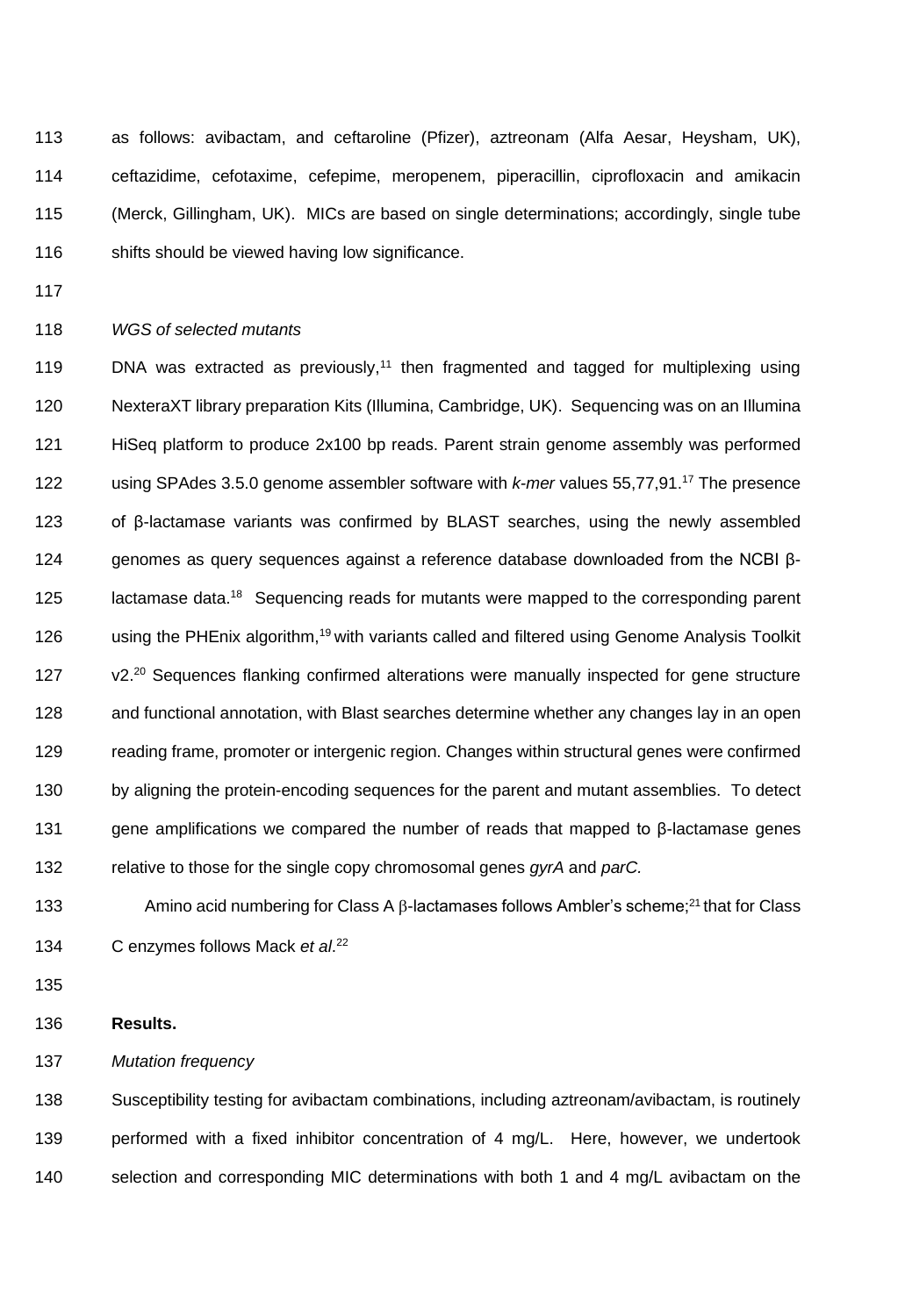as follows: avibactam, and ceftaroline (Pfizer), aztreonam (Alfa Aesar, Heysham, UK), ceftazidime, cefotaxime, cefepime, meropenem, piperacillin, ciprofloxacin and amikacin (Merck, Gillingham, UK). MICs are based on single determinations; accordingly, single tube shifts should be viewed having low significance.

*WGS of selected mutants*

DNA was extracted as previously,[11] then fragmented and tagged for multiplexing using NexteraXT library preparation Kits (Illumina, Cambridge, UK). Sequencing was on an Illumina HiSeq platform to produce 2x100 bp reads. Parent strain genome assembly was performed using SPAdes 3.5.0 genome assembler software with *k-mer* values 55,77,91.[17] The presence of β-lactamase variants was confirmed by BLAST searches, using the newly assembled genomes as query sequences against a reference database downloaded from the NCBI β-lactamase data.[18] Sequencing reads for mutants were mapped to the corresponding parent using the PHEnix algorithm,[19] with variants called and filtered using Genome Analysis Toolkit v2.[20] Sequences flanking confirmed alterations were manually inspected for gene structure and functional annotation, with Blast searches determine whether any changes lay in an open reading frame, promoter or intergenic region. Changes within structural genes were confirmed by aligning the protein-encoding sequences for the parent and mutant assemblies. To detect gene amplifications we compared the number of reads that mapped to β-lactamase genes relative to those for the single copy chromosomal genes *gyrA* and *parC.*

Amino acid numbering for Class A β-lactamases follows Ambler's scheme;[21] that for Class C enzymes follows Mack *et al*.[22]

**Results.**

*Mutation frequency*

Susceptibility testing for avibactam combinations, including aztreonam/avibactam, is routinely performed with a fixed inhibitor concentration of 4 mg/L. Here, however, we undertook selection and corresponding MIC determinations with both 1 and 4 mg/L avibactam on the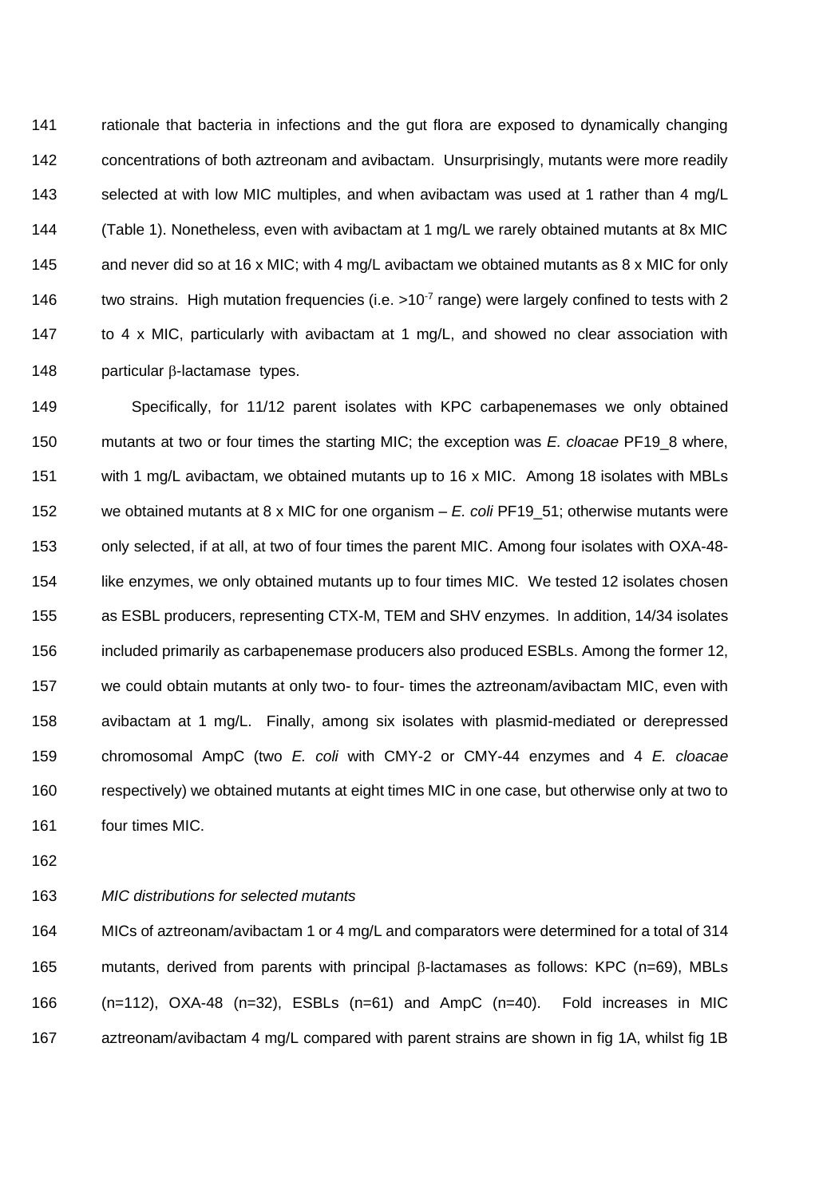rationale that bacteria in infections and the gut flora are exposed to dynamically changing concentrations of both aztreonam and avibactam. Unsurprisingly, mutants were more readily selected at with low MIC multiples, and when avibactam was used at 1 rather than 4 mg/L (Table 1). Nonetheless, even with avibactam at 1 mg/L we rarely obtained mutants at 8x MIC and never did so at 16 x MIC; with 4 mg/L avibactam we obtained mutants as 8 x MIC for only two strains. High mutation frequencies (i.e. $>10^{-7}$ range) were largely confined to tests with 2 to 4 x MIC, particularly with avibactam at 1 mg/L, and showed no clear association with particular β-lactamase types.

Specifically, for 11/12 parent isolates with KPC carbapenemases we only obtained mutants at two or four times the starting MIC; the exception was *E. cloacae* PF19_8 where, with 1 mg/L avibactam, we obtained mutants up to 16 x MIC. Among 18 isolates with MBLs we obtained mutants at 8 x MIC for one organism – *E. coli* PF19_51; otherwise mutants were only selected, if at all, at two of four times the parent MIC. Among four isolates with OXA-48-like enzymes, we only obtained mutants up to four times MIC. We tested 12 isolates chosen as ESBL producers, representing CTX-M, TEM and SHV enzymes. In addition, 14/34 isolates included primarily as carbapenemase producers also produced ESBLs. Among the former 12, we could obtain mutants at only two- to four- times the aztreonam/avibactam MIC, even with avibactam at 1 mg/L. Finally, among six isolates with plasmid-mediated or derepressed chromosomal AmpC (two *E. coli* with CMY-2 or CMY-44 enzymes and 4 *E. cloacae* respectively) we obtained mutants at eight times MIC in one case, but otherwise only at two to four times MIC.

*MIC distributions for selected mutants*

MICs of aztreonam/avibactam 1 or 4 mg/L and comparators were determined for a total of 314 mutants, derived from parents with principal β-lactamases as follows: KPC (n=69), MBLs (n=112), OXA-48 (n=32), ESBLs (n=61) and AmpC (n=40). Fold increases in MIC aztreonam/avibactam 4 mg/L compared with parent strains are shown in fig 1A, whilst fig 1B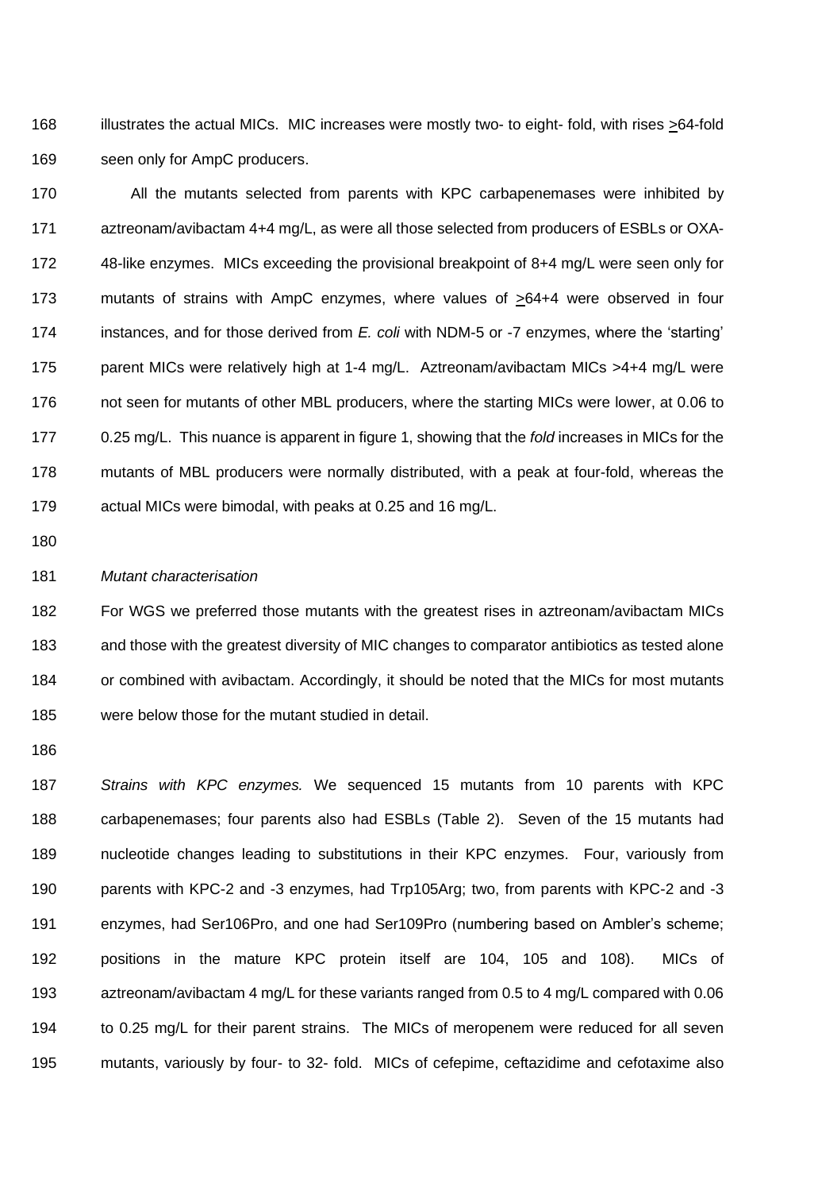illustrates the actual MICs. MIC increases were mostly two- to eight- fold, with rises ≥64-fold seen only for AmpC producers.

All the mutants selected from parents with KPC carbapenemases were inhibited by aztreonam/avibactam 4+4 mg/L, as were all those selected from producers of ESBLs or OXA-48-like enzymes. MICs exceeding the provisional breakpoint of 8+4 mg/L were seen only for mutants of strains with AmpC enzymes, where values of ≥64+4 were observed in four instances, and for those derived from *E. coli* with NDM-5 or -7 enzymes, where the 'starting' parent MICs were relatively high at 1-4 mg/L. Aztreonam/avibactam MICs >4+4 mg/L were not seen for mutants of other MBL producers, where the starting MICs were lower, at 0.06 to 0.25 mg/L. This nuance is apparent in figure 1, showing that the *fold* increases in MICs for the mutants of MBL producers were normally distributed, with a peak at four-fold, whereas the actual MICs were bimodal, with peaks at 0.25 and 16 mg/L.

*Mutant characterisation*

For WGS we preferred those mutants with the greatest rises in aztreonam/avibactam MICs and those with the greatest diversity of MIC changes to comparator antibiotics as tested alone or combined with avibactam. Accordingly, it should be noted that the MICs for most mutants were below those for the mutant studied in detail.

*Strains with KPC enzymes.* We sequenced 15 mutants from 10 parents with KPC carbapenemases; four parents also had ESBLs (Table 2). Seven of the 15 mutants had nucleotide changes leading to substitutions in their KPC enzymes. Four, variously from parents with KPC-2 and -3 enzymes, had Trp105Arg; two, from parents with KPC-2 and -3 enzymes, had Ser106Pro, and one had Ser109Pro (numbering based on Ambler's scheme; positions in the mature KPC protein itself are 104, 105 and 108). MICs of aztreonam/avibactam 4 mg/L for these variants ranged from 0.5 to 4 mg/L compared with 0.06 to 0.25 mg/L for their parent strains. The MICs of meropenem were reduced for all seven mutants, variously by four- to 32- fold. MICs of cefepime, ceftazidime and cefotaxime also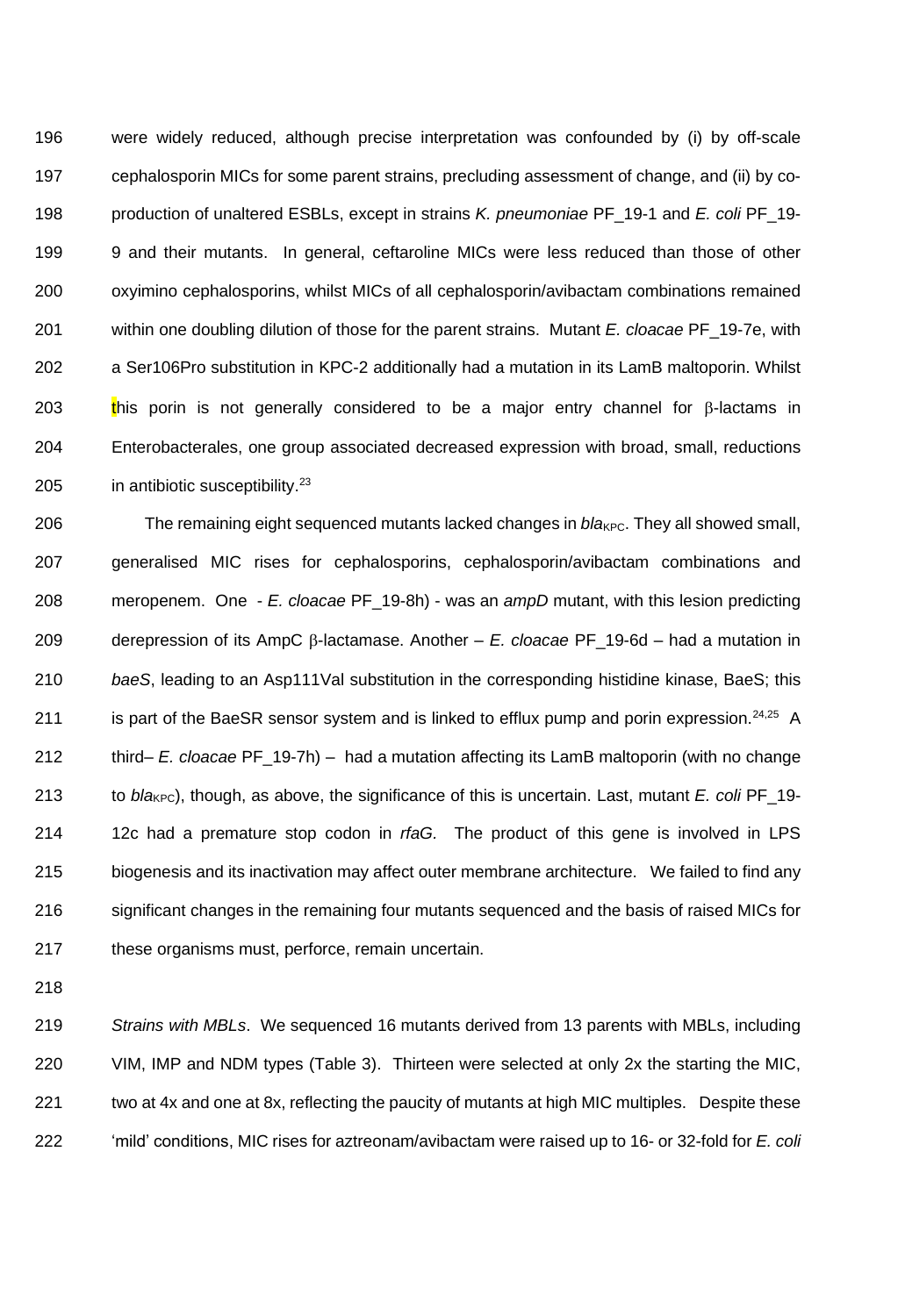were widely reduced, although precise interpretation was confounded by (i) by off-scale cephalosporin MICs for some parent strains, precluding assessment of change, and (ii) by co-production of unaltered ESBLs, except in strains *K. pneumoniae* PF_19-1 and *E. coli* PF_19-9 and their mutants. In general, ceftaroline MICs were less reduced than those of other oxyimino cephalosporins, whilst MICs of all cephalosporin/avibactam combinations remained within one doubling dilution of those for the parent strains. Mutant *E. cloacae* PF_19-7e, with a Ser106Pro substitution in KPC-2 additionally had a mutation in its LamB maltoporin. Whilst this porin is not generally considered to be a major entry channel for β-lactams in Enterobacterales, one group associated decreased expression with broad, small, reductions in antibiotic susceptibility.[23]

The remaining eight sequenced mutants lacked changes in *bla*$_{KPC}$. They all showed small, generalised MIC rises for cephalosporins, cephalosporin/avibactam combinations and meropenem. One - *E. cloacae* PF_19-8h) - was an *ampD* mutant, with this lesion predicting derepression of its AmpC β-lactamase. Another – *E. cloacae* PF_19-6d – had a mutation in *baeS*, leading to an Asp111Val substitution in the corresponding histidine kinase, BaeS; this is part of the BaeSR sensor system and is linked to efflux pump and porin expression.[24,25] A third– *E. cloacae* PF_19-7h) – had a mutation affecting its LamB maltoporin (with no change to *bla*$_{KPC}$), though, as above, the significance of this is uncertain. Last, mutant *E. coli* PF_19-12c had a premature stop codon in *rfaG.* The product of this gene is involved in LPS biogenesis and its inactivation may affect outer membrane architecture. We failed to find any significant changes in the remaining four mutants sequenced and the basis of raised MICs for these organisms must, perforce, remain uncertain.

*Strains with MBLs*. We sequenced 16 mutants derived from 13 parents with MBLs, including VIM, IMP and NDM types (Table 3). Thirteen were selected at only 2x the starting the MIC, two at 4x and one at 8x, reflecting the paucity of mutants at high MIC multiples. Despite these 'mild' conditions, MIC rises for aztreonam/avibactam were raised up to 16- or 32-fold for *E. coli*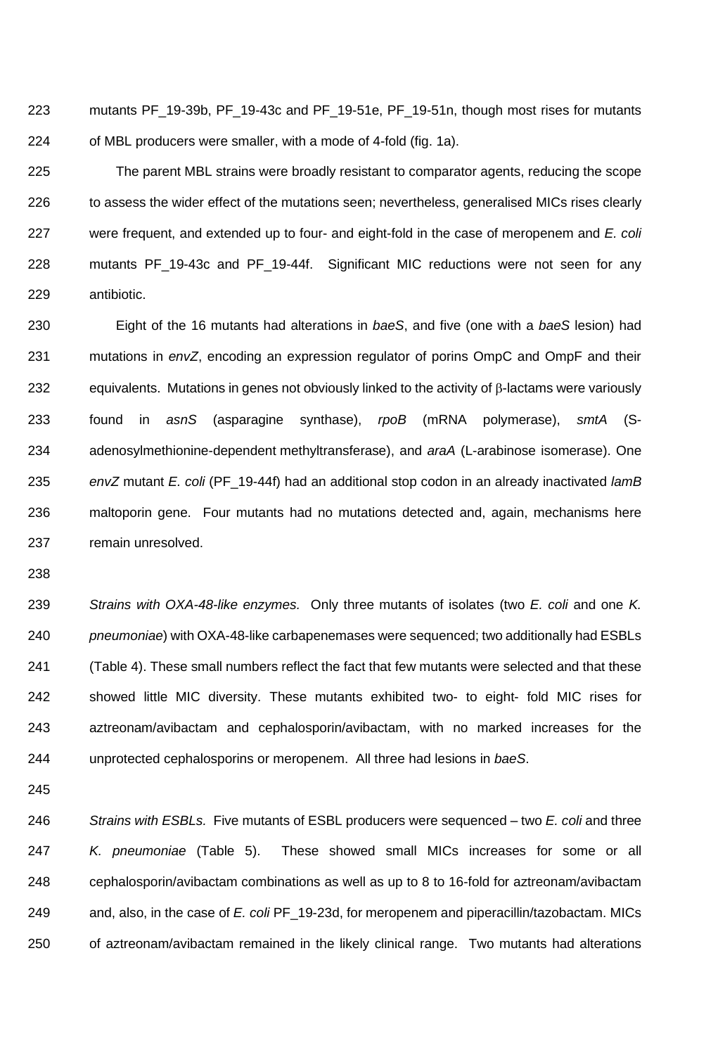mutants PF_19-39b, PF_19-43c and PF_19-51e, PF_19-51n, though most rises for mutants of MBL producers were smaller, with a mode of 4-fold (fig. 1a).

The parent MBL strains were broadly resistant to comparator agents, reducing the scope to assess the wider effect of the mutations seen; nevertheless, generalised MICs rises clearly were frequent, and extended up to four- and eight-fold in the case of meropenem and *E. coli* mutants PF_19-43c and PF_19-44f. Significant MIC reductions were not seen for any antibiotic.

Eight of the 16 mutants had alterations in *baeS*, and five (one with a *baeS* lesion) had mutations in *envZ*, encoding an expression regulator of porins OmpC and OmpF and their equivalents. Mutations in genes not obviously linked to the activity of β-lactams were variously found in *asnS* (asparagine synthase), *rpoB* (mRNA polymerase), *smtA* (S-adenosylmethionine-dependent methyltransferase), and *araA* (L-arabinose isomerase). One *envZ* mutant *E. coli* (PF_19-44f) had an additional stop codon in an already inactivated *lamB* maltoporin gene. Four mutants had no mutations detected and, again, mechanisms here remain unresolved.

*Strains with OXA-48-like enzymes.* Only three mutants of isolates (two *E. coli* and one *K. pneumoniae*) with OXA-48-like carbapenemases were sequenced; two additionally had ESBLs (Table 4). These small numbers reflect the fact that few mutants were selected and that these showed little MIC diversity. These mutants exhibited two- to eight- fold MIC rises for aztreonam/avibactam and cephalosporin/avibactam, with no marked increases for the unprotected cephalosporins or meropenem. All three had lesions in *baeS*.

*Strains with ESBLs.* Five mutants of ESBL producers were sequenced – two *E. coli* and three *K. pneumoniae* (Table 5). These showed small MICs increases for some or all cephalosporin/avibactam combinations as well as up to 8 to 16-fold for aztreonam/avibactam and, also, in the case of *E. coli* PF_19-23d, for meropenem and piperacillin/tazobactam. MICs of aztreonam/avibactam remained in the likely clinical range. Two mutants had alterations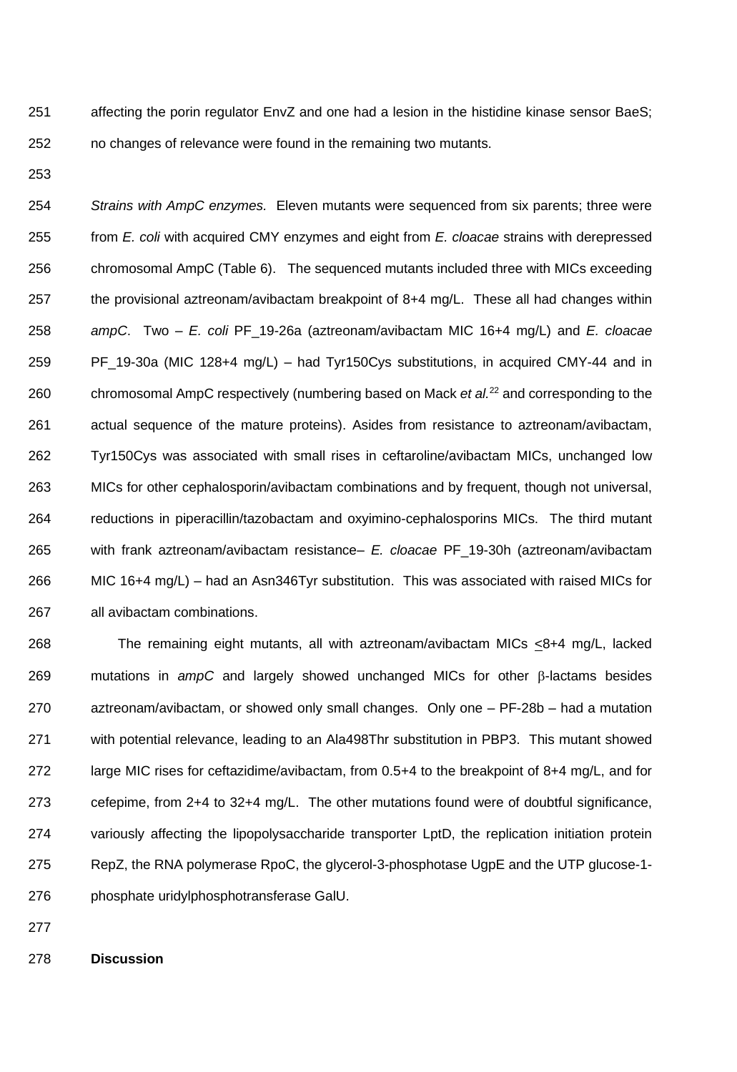affecting the porin regulator EnvZ and one had a lesion in the histidine kinase sensor BaeS; no changes of relevance were found in the remaining two mutants.

*Strains with AmpC enzymes.* Eleven mutants were sequenced from six parents; three were from *E. coli* with acquired CMY enzymes and eight from *E. cloacae* strains with derepressed chromosomal AmpC (Table 6). The sequenced mutants included three with MICs exceeding the provisional aztreonam/avibactam breakpoint of 8+4 mg/L. These all had changes within *ampC*. Two – *E. coli* PF_19-26a (aztreonam/avibactam MIC 16+4 mg/L) and *E. cloacae* PF_19-30a (MIC 128+4 mg/L) – had Tyr150Cys substitutions, in acquired CMY-44 and in chromosomal AmpC respectively (numbering based on Mack *et al.*[22] and corresponding to the actual sequence of the mature proteins). Asides from resistance to aztreonam/avibactam, Tyr150Cys was associated with small rises in ceftaroline/avibactam MICs, unchanged low MICs for other cephalosporin/avibactam combinations and by frequent, though not universal, reductions in piperacillin/tazobactam and oxyimino-cephalosporins MICs. The third mutant with frank aztreonam/avibactam resistance– *E. cloacae* PF_19-30h (aztreonam/avibactam MIC 16+4 mg/L) – had an Asn346Tyr substitution. This was associated with raised MICs for all avibactam combinations.

The remaining eight mutants, all with aztreonam/avibactam MICs ≤8+4 mg/L, lacked mutations in *ampC* and largely showed unchanged MICs for other β-lactams besides aztreonam/avibactam, or showed only small changes. Only one – PF-28b – had a mutation with potential relevance, leading to an Ala498Thr substitution in PBP3. This mutant showed large MIC rises for ceftazidime/avibactam, from 0.5+4 to the breakpoint of 8+4 mg/L, and for cefepime, from 2+4 to 32+4 mg/L. The other mutations found were of doubtful significance, variously affecting the lipopolysaccharide transporter LptD, the replication initiation protein RepZ, the RNA polymerase RpoC, the glycerol-3-phosphotase UgpE and the UTP glucose-1-phosphate uridylphosphotransferase GalU.

## Discussion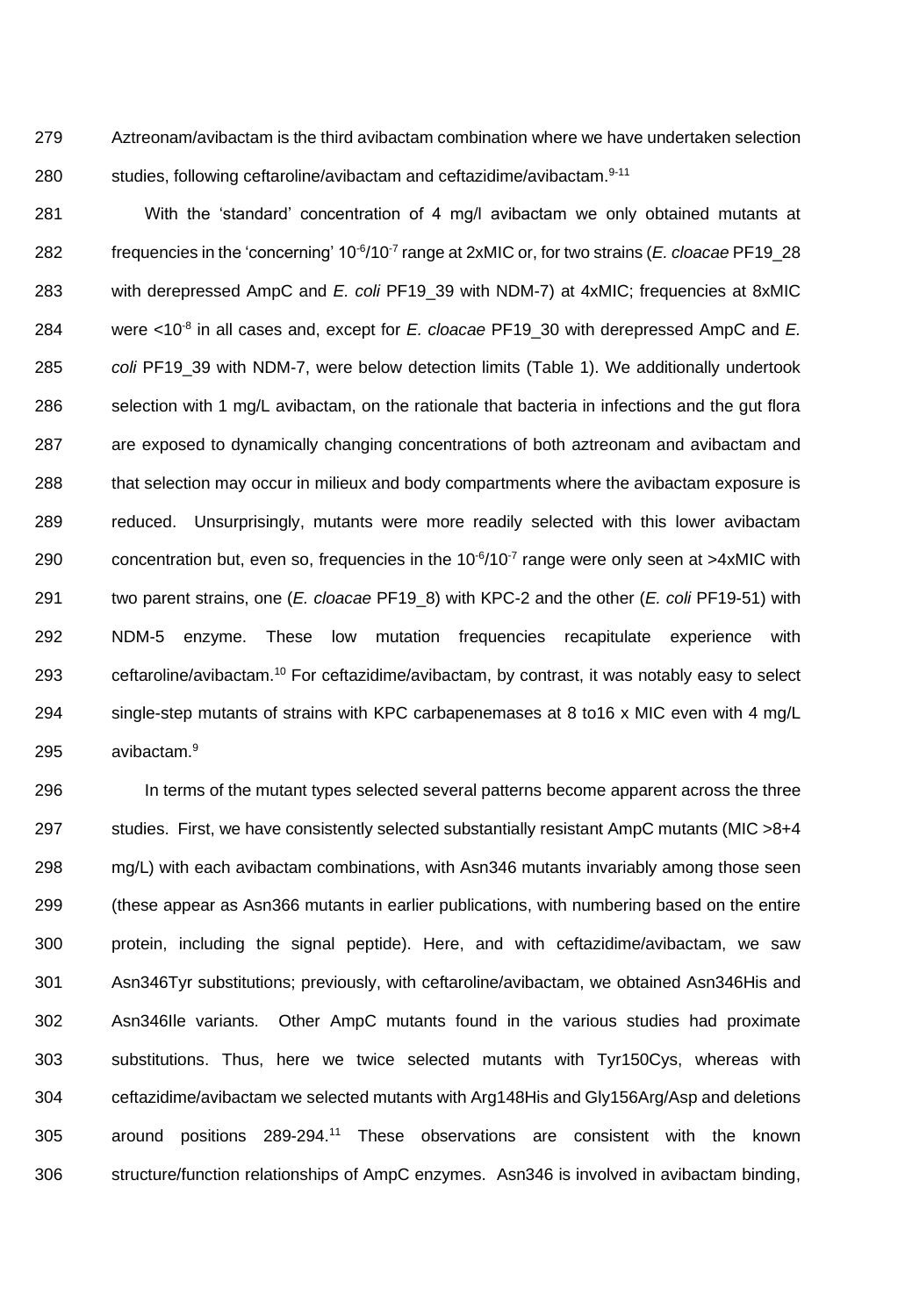Aztreonam/avibactam is the third avibactam combination where we have undertaken selection studies, following ceftaroline/avibactam and ceftazidime/avibactam.[9-11]

With the 'standard' concentration of 4 mg/l avibactam we only obtained mutants at frequencies in the 'concerning' $10^{-6}/10^{-7}$ range at 2xMIC or, for two strains (*E. cloacae* PF19_28 with derepressed AmpC and *E. coli* PF19_39 with NDM-7) at 4xMIC; frequencies at 8xMIC were $<10^{-8}$ in all cases and, except for *E. cloacae* PF19_30 with derepressed AmpC and *E. coli* PF19_39 with NDM-7, were below detection limits (Table 1). We additionally undertook selection with 1 mg/L avibactam, on the rationale that bacteria in infections and the gut flora are exposed to dynamically changing concentrations of both aztreonam and avibactam and that selection may occur in milieux and body compartments where the avibactam exposure is reduced. Unsurprisingly, mutants were more readily selected with this lower avibactam concentration but, even so, frequencies in the $10^{-6}/10^{-7}$ range were only seen at >4xMIC with two parent strains, one (*E. cloacae* PF19_8) with KPC-2 and the other (*E. coli* PF19-51) with NDM-5 enzyme. These low mutation frequencies recapitulate experience with ceftaroline/avibactam.[10] For ceftazidime/avibactam, by contrast, it was notably easy to select single-step mutants of strains with KPC carbapenemases at 8 to16 x MIC even with 4 mg/L avibactam.[9]

In terms of the mutant types selected several patterns become apparent across the three studies. First, we have consistently selected substantially resistant AmpC mutants (MIC >8+4 mg/L) with each avibactam combinations, with Asn346 mutants invariably among those seen (these appear as Asn366 mutants in earlier publications, with numbering based on the entire protein, including the signal peptide). Here, and with ceftazidime/avibactam, we saw Asn346Tyr substitutions; previously, with ceftaroline/avibactam, we obtained Asn346His and Asn346Ile variants. Other AmpC mutants found in the various studies had proximate substitutions. Thus, here we twice selected mutants with Tyr150Cys, whereas with ceftazidime/avibactam we selected mutants with Arg148His and Gly156Arg/Asp and deletions around positions 289-294.[11] These observations are consistent with the known structure/function relationships of AmpC enzymes. Asn346 is involved in avibactam binding,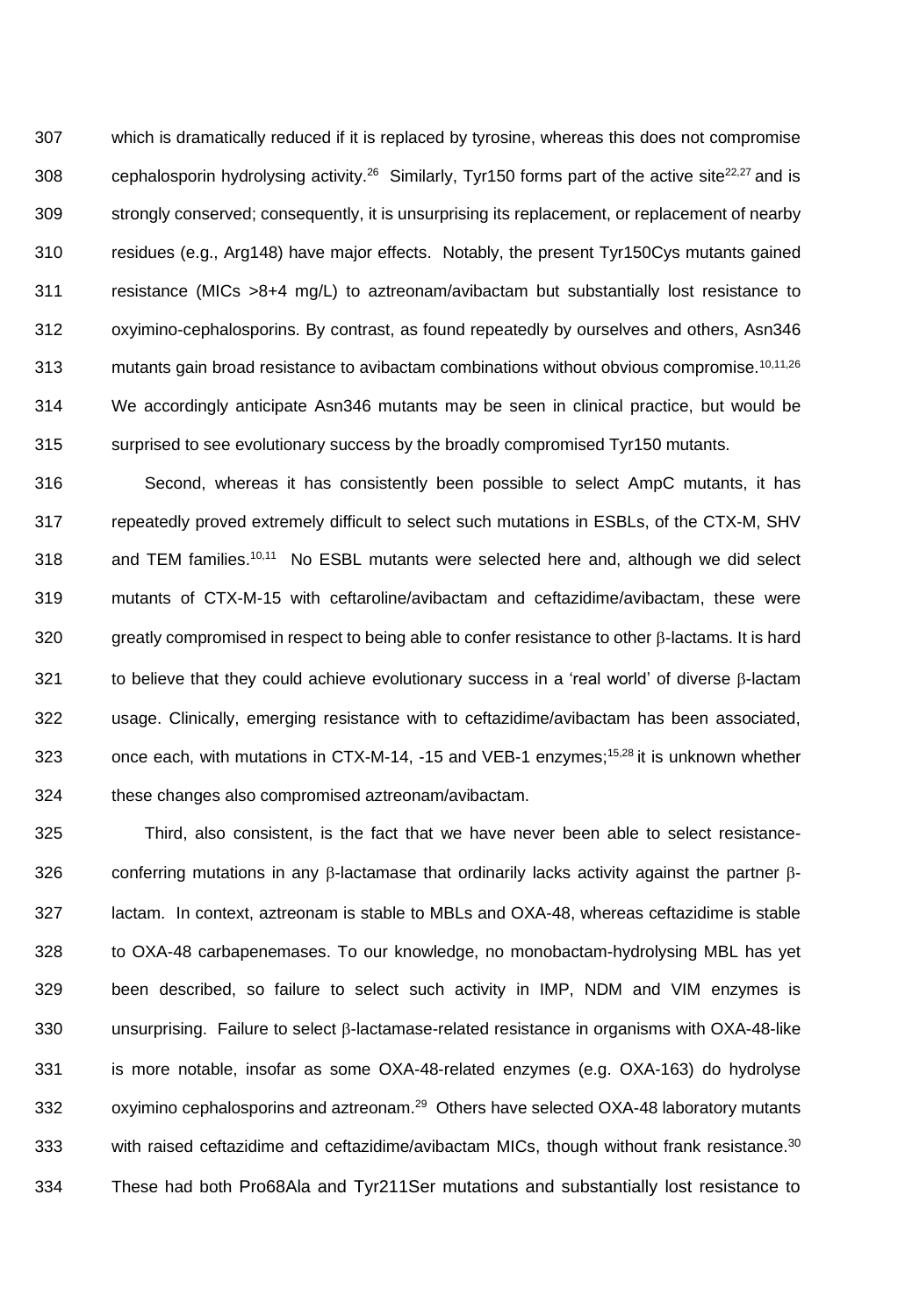which is dramatically reduced if it is replaced by tyrosine, whereas this does not compromise cephalosporin hydrolysing activity.[26] Similarly, Tyr150 forms part of the active site[22,27] and is strongly conserved; consequently, it is unsurprising its replacement, or replacement of nearby residues (e.g., Arg148) have major effects. Notably, the present Tyr150Cys mutants gained resistance (MICs >8+4 mg/L) to aztreonam/avibactam but substantially lost resistance to oxyimino-cephalosporins. By contrast, as found repeatedly by ourselves and others, Asn346 mutants gain broad resistance to avibactam combinations without obvious compromise.[10,11,26] We accordingly anticipate Asn346 mutants may be seen in clinical practice, but would be surprised to see evolutionary success by the broadly compromised Tyr150 mutants.

Second, whereas it has consistently been possible to select AmpC mutants, it has repeatedly proved extremely difficult to select such mutations in ESBLs, of the CTX-M, SHV and TEM families.[10,11] No ESBL mutants were selected here and, although we did select mutants of CTX-M-15 with ceftaroline/avibactam and ceftazidime/avibactam, these were greatly compromised in respect to being able to confer resistance to other β-lactams. It is hard to believe that they could achieve evolutionary success in a 'real world' of diverse β-lactam usage. Clinically, emerging resistance with to ceftazidime/avibactam has been associated, once each, with mutations in CTX-M-14, -15 and VEB-1 enzymes;[15,28] it is unknown whether these changes also compromised aztreonam/avibactam.

Third, also consistent, is the fact that we have never been able to select resistance-conferring mutations in any β-lactamase that ordinarily lacks activity against the partner β-lactam. In context, aztreonam is stable to MBLs and OXA-48, whereas ceftazidime is stable to OXA-48 carbapenemases. To our knowledge, no monobactam-hydrolysing MBL has yet been described, so failure to select such activity in IMP, NDM and VIM enzymes is unsurprising. Failure to select β-lactamase-related resistance in organisms with OXA-48-like is more notable, insofar as some OXA-48-related enzymes (e.g. OXA-163) do hydrolyse oxyimino cephalosporins and aztreonam.[29] Others have selected OXA-48 laboratory mutants with raised ceftazidime and ceftazidime/avibactam MICs, though without frank resistance.[30] These had both Pro68Ala and Tyr211Ser mutations and substantially lost resistance to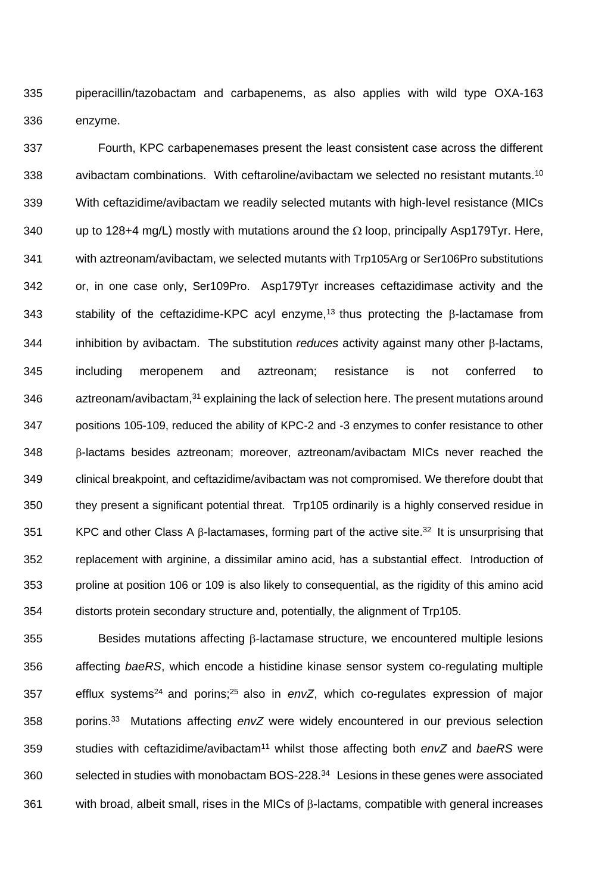piperacillin/tazobactam and carbapenems, as also applies with wild type OXA-163 enzyme.

Fourth, KPC carbapenemases present the least consistent case across the different avibactam combinations. With ceftaroline/avibactam we selected no resistant mutants.[10] With ceftazidime/avibactam we readily selected mutants with high-level resistance (MICs up to 128+4 mg/L) mostly with mutations around the $\Omega$ loop, principally Asp179Tyr. Here, with aztreonam/avibactam, we selected mutants with Trp105Arg or Ser106Pro substitutions or, in one case only, Ser109Pro. Asp179Tyr increases ceftazidimase activity and the stability of the ceftazidime-KPC acyl enzyme,[13] thus protecting the $\beta$-lactamase from inhibition by avibactam. The substitution *reduces* activity against many other $\beta$-lactams, including meropenem and aztreonam; resistance is not conferred to aztreonam/avibactam,[31] explaining the lack of selection here. The present mutations around positions 105-109, reduced the ability of KPC-2 and -3 enzymes to confer resistance to other $\beta$-lactams besides aztreonam; moreover, aztreonam/avibactam MICs never reached the clinical breakpoint, and ceftazidime/avibactam was not compromised. We therefore doubt that they present a significant potential threat. Trp105 ordinarily is a highly conserved residue in KPC and other Class A $\beta$-lactamases, forming part of the active site.[32] It is unsurprising that replacement with arginine, a dissimilar amino acid, has a substantial effect. Introduction of proline at position 106 or 109 is also likely to consequential, as the rigidity of this amino acid distorts protein secondary structure and, potentially, the alignment of Trp105.

Besides mutations affecting $\beta$-lactamase structure, we encountered multiple lesions affecting *baeRS*, which encode a histidine kinase sensor system co-regulating multiple efflux systems[24] and porins;[25] also in *envZ*, which co-regulates expression of major porins.[33] Mutations affecting *envZ* were widely encountered in our previous selection studies with ceftazidime/avibactam[11] whilst those affecting both *envZ* and *baeRS* were selected in studies with monobactam BOS-228.[34] Lesions in these genes were associated with broad, albeit small, rises in the MICs of $\beta$-lactams, compatible with general increases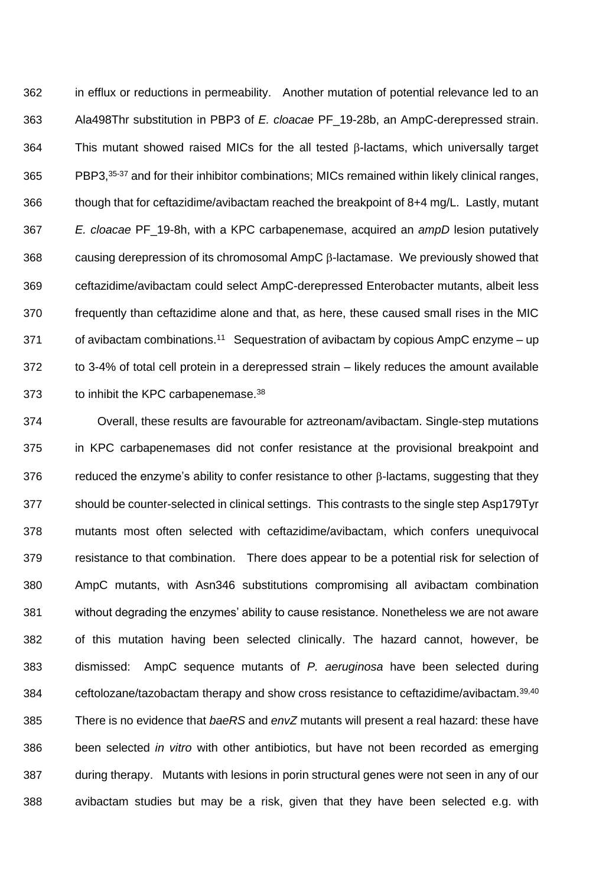in efflux or reductions in permeability. Another mutation of potential relevance led to an Ala498Thr substitution in PBP3 of *E. cloacae* PF_19-28b, an AmpC-derepressed strain. This mutant showed raised MICs for the all tested β-lactams, which universally target PBP3,[35-37] and for their inhibitor combinations; MICs remained within likely clinical ranges, though that for ceftazidime/avibactam reached the breakpoint of 8+4 mg/L. Lastly, mutant *E. cloacae* PF_19-8h, with a KPC carbapenemase, acquired an *ampD* lesion putatively causing derepression of its chromosomal AmpC β-lactamase. We previously showed that ceftazidime/avibactam could select AmpC-derepressed Enterobacter mutants, albeit less frequently than ceftazidime alone and that, as here, these caused small rises in the MIC of avibactam combinations.[11] Sequestration of avibactam by copious AmpC enzyme – up to 3-4% of total cell protein in a derepressed strain – likely reduces the amount available to inhibit the KPC carbapenemase.[38]

Overall, these results are favourable for aztreonam/avibactam. Single-step mutations in KPC carbapenemases did not confer resistance at the provisional breakpoint and reduced the enzyme's ability to confer resistance to other β-lactams, suggesting that they should be counter-selected in clinical settings. This contrasts to the single step Asp179Tyr mutants most often selected with ceftazidime/avibactam, which confers unequivocal resistance to that combination. There does appear to be a potential risk for selection of AmpC mutants, with Asn346 substitutions compromising all avibactam combination without degrading the enzymes' ability to cause resistance. Nonetheless we are not aware of this mutation having been selected clinically. The hazard cannot, however, be dismissed: AmpC sequence mutants of *P. aeruginosa* have been selected during ceftolozane/tazobactam therapy and show cross resistance to ceftazidime/avibactam.[39,40] There is no evidence that *baeRS* and *envZ* mutants will present a real hazard: these have been selected *in vitro* with other antibiotics, but have not been recorded as emerging during therapy. Mutants with lesions in porin structural genes were not seen in any of our avibactam studies but may be a risk, given that they have been selected e.g. with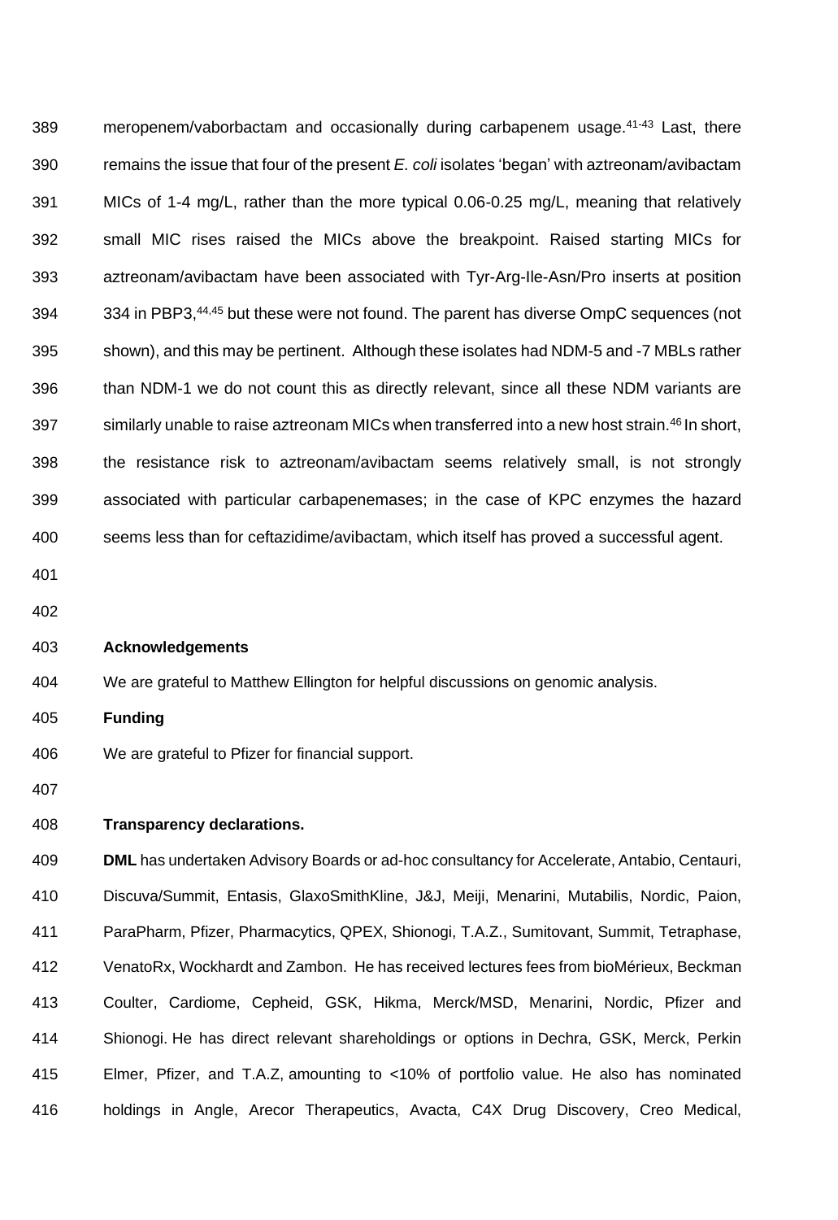meropenem/vaborbactam and occasionally during carbapenem usage.[41-43] Last, there remains the issue that four of the present *E. coli* isolates 'began' with aztreonam/avibactam MICs of 1-4 mg/L, rather than the more typical 0.06-0.25 mg/L, meaning that relatively small MIC rises raised the MICs above the breakpoint. Raised starting MICs for aztreonam/avibactam have been associated with Tyr-Arg-Ile-Asn/Pro inserts at position 334 in PBP3,[44,45] but these were not found. The parent has diverse OmpC sequences (not shown), and this may be pertinent. Although these isolates had NDM-5 and -7 MBLs rather than NDM-1 we do not count this as directly relevant, since all these NDM variants are similarly unable to raise aztreonam MICs when transferred into a new host strain.[46] In short, the resistance risk to aztreonam/avibactam seems relatively small, is not strongly associated with particular carbapenemases; in the case of KPC enzymes the hazard seems less than for ceftazidime/avibactam, which itself has proved a successful agent.

**Acknowledgements**

We are grateful to Matthew Ellington for helpful discussions on genomic analysis.

**Funding**

We are grateful to Pfizer for financial support.

**Transparency declarations.**

**DML** has undertaken Advisory Boards or ad-hoc consultancy for Accelerate, Antabio, Centauri, Discuva/Summit, Entasis, GlaxoSmithKline, J&J, Meiji, Menarini, Mutabilis, Nordic, Paion, ParaPharm, Pfizer, Pharmacytics, QPEX, Shionogi, T.A.Z., Sumitovant, Summit, Tetraphase, VenatoRx, Wockhardt and Zambon. He has received lectures fees from bioMérieux, Beckman Coulter, Cardiome, Cepheid, GSK, Hikma, Merck/MSD, Menarini, Nordic, Pfizer and Shionogi. He has direct relevant shareholdings or options in Dechra, GSK, Merck, Perkin Elmer, Pfizer, and T.A.Z, amounting to <10% of portfolio value. He also has nominated holdings in Angle, Arecor Therapeutics, Avacta, C4X Drug Discovery, Creo Medical,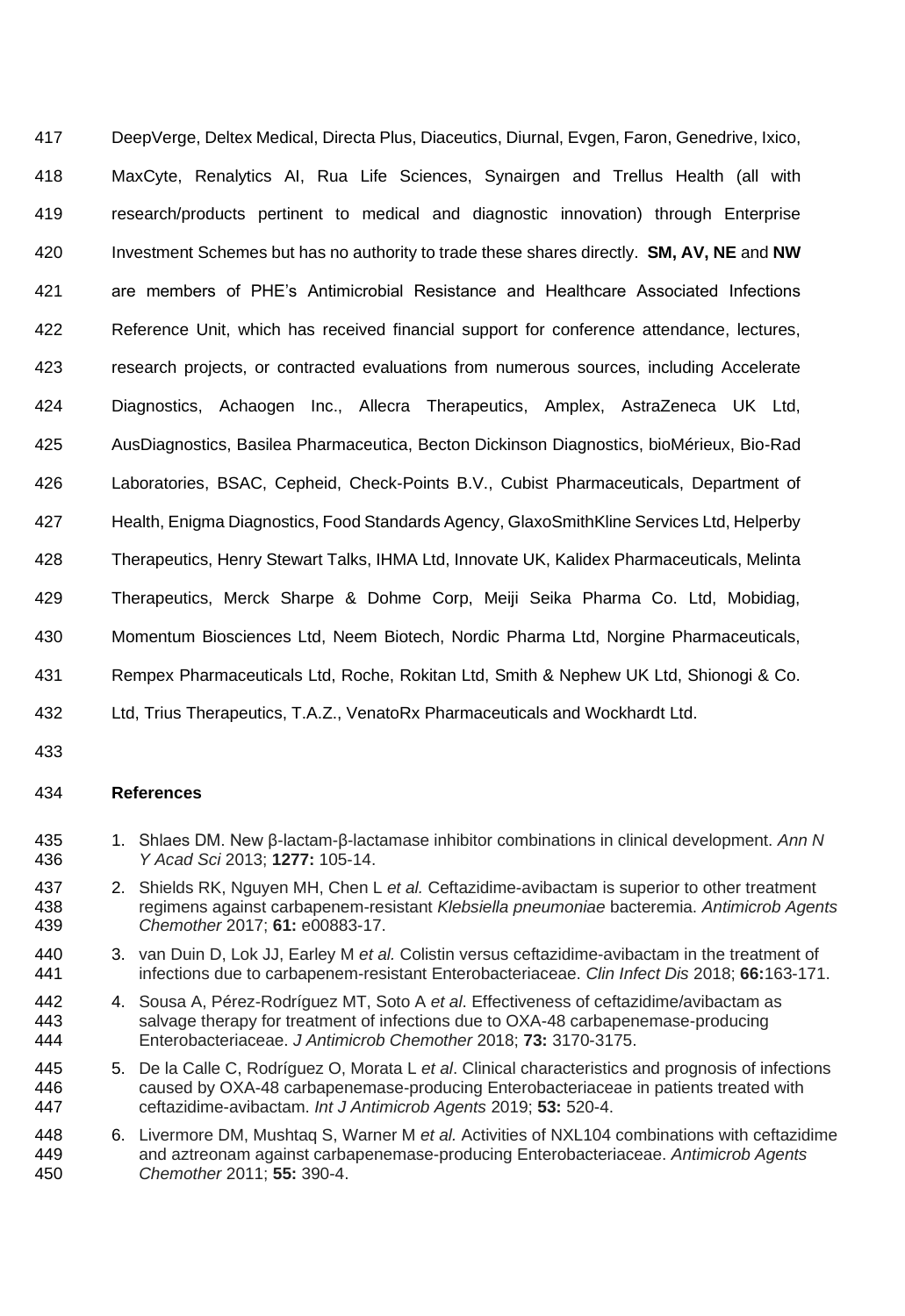DeepVerge, Deltex Medical, Directa Plus, Diaceutics, Diurnal, Evgen, Faron, Genedrive, Ixico, MaxCyte, Renalytics AI, Rua Life Sciences, Synairgen and Trellus Health (all with research/products pertinent to medical and diagnostic innovation) through Enterprise Investment Schemes but has no authority to trade these shares directly. **SM, AV, NE** and **NW** are members of PHE's Antimicrobial Resistance and Healthcare Associated Infections Reference Unit, which has received financial support for conference attendance, lectures, research projects, or contracted evaluations from numerous sources, including Accelerate Diagnostics, Achaogen Inc., Allecra Therapeutics, Amplex, AstraZeneca UK Ltd, AusDiagnostics, Basilea Pharmaceutica, Becton Dickinson Diagnostics, bioMérieux, Bio-Rad Laboratories, BSAC, Cepheid, Check-Points B.V., Cubist Pharmaceuticals, Department of Health, Enigma Diagnostics, Food Standards Agency, GlaxoSmithKline Services Ltd, Helperby Therapeutics, Henry Stewart Talks, IHMA Ltd, Innovate UK, Kalidex Pharmaceuticals, Melinta Therapeutics, Merck Sharpe & Dohme Corp, Meiji Seika Pharma Co. Ltd, Mobidiag, Momentum Biosciences Ltd, Neem Biotech, Nordic Pharma Ltd, Norgine Pharmaceuticals, Rempex Pharmaceuticals Ltd, Roche, Rokitan Ltd, Smith & Nephew UK Ltd, Shionogi & Co. Ltd, Trius Therapeutics, T.A.Z., VenatoRx Pharmaceuticals and Wockhardt Ltd.

## References

1. Shlaes DM. New β-lactam-β-lactamase inhibitor combinations in clinical development. *Ann N Y Acad Sci* 2013; **1277:** 105-14.
2. Shields RK, Nguyen MH, Chen L *et al.* Ceftazidime-avibactam is superior to other treatment regimens against carbapenem-resistant *Klebsiella pneumoniae* bacteremia. *Antimicrob Agents Chemother* 2017; **61:** e00883-17.
3. van Duin D, Lok JJ, Earley M *et al.* Colistin versus ceftazidime-avibactam in the treatment of infections due to carbapenem-resistant Enterobacteriaceae. *Clin Infect Dis* 2018; **66:**163-171.
4. Sousa A, Pérez-Rodríguez MT, Soto A *et al*. Effectiveness of ceftazidime/avibactam as salvage therapy for treatment of infections due to OXA-48 carbapenemase-producing Enterobacteriaceae. *J Antimicrob Chemother* 2018; **73:** 3170-3175.
5. De la Calle C, Rodríguez O, Morata L *et al*. Clinical characteristics and prognosis of infections caused by OXA-48 carbapenemase-producing Enterobacteriaceae in patients treated with ceftazidime-avibactam. *Int J Antimicrob Agents* 2019; **53:** 520-4.
6. Livermore DM, Mushtaq S, Warner M *et al.* Activities of NXL104 combinations with ceftazidime and aztreonam against carbapenemase-producing Enterobacteriaceae. *Antimicrob Agents Chemother* 2011; **55:** 390-4.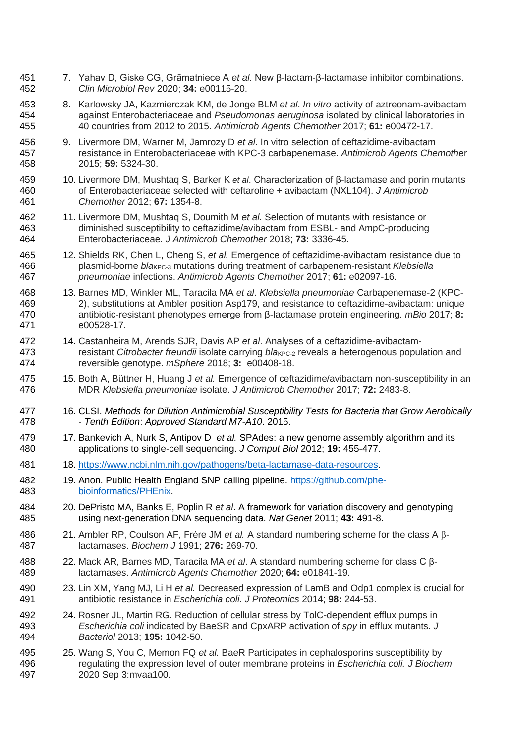7. Yahav D, Giske CG, Grāmatniece A *et al*. New β-lactam-β-lactamase inhibitor combinations. *Clin Microbiol Rev* 2020; **34:** e00115-20.

8. Karlowsky JA, Kazmierczak KM, de Jonge BLM *et al*. *In vitro* activity of aztreonam-avibactam against Enterobacteriaceae and *Pseudomonas aeruginosa* isolated by clinical laboratories in 40 countries from 2012 to 2015. *Antimicrob Agents Chemother* 2017; **61:** e00472-17.

9. Livermore DM, Warner M, Jamrozy D *et al*. In vitro selection of ceftazidime-avibactam resistance in Enterobacteriaceae with KPC-3 carbapenemase. *Antimicrob Agents Chemother* 2015; **59:** 5324-30.

10. Livermore DM, Mushtaq S, Barker K *et al*. Characterization of β-lactamase and porin mutants of Enterobacteriaceae selected with ceftaroline + avibactam (NXL104). *J Antimicrob Chemother* 2012; **67:** 1354-8.

11. Livermore DM, Mushtaq S, Doumith M *et al*. Selection of mutants with resistance or diminished susceptibility to ceftazidime/avibactam from ESBL- and AmpC-producing Enterobacteriaceae. *J Antimicrob Chemother* 2018; **73:** 3336-45.

12. Shields RK, Chen L, Cheng S, *et al.* Emergence of ceftazidime-avibactam resistance due to plasmid-borne $bla_{KPC-3}$ mutations during treatment of carbapenem-resistant *Klebsiella pneumoniae* infections. *Antimicrob Agents Chemother* 2017; **61:** e02097-16.

13. Barnes MD, Winkler ML, Taracila MA *et al*. *Klebsiella pneumoniae* Carbapenemase-2 (KPC-2), substitutions at Ambler position Asp179, and resistance to ceftazidime-avibactam: unique antibiotic-resistant phenotypes emerge from β-lactamase protein engineering. *mBio* 2017; **8:** e00528-17.

14. Castanheira M, Arends SJR, Davis AP *et al*. Analyses of a ceftazidime-avibactam-resistant *Citrobacter freundii* isolate carrying $bla_{KPC-2}$ reveals a heterogenous population and reversible genotype. *mSphere* 2018; **3:** e00408-18.

15. Both A, Büttner H, Huang J *et al.* Emergence of ceftazidime/avibactam non-susceptibility in an MDR *Klebsiella pneumoniae* isolate. *J Antimicrob Chemother* 2017; **72:** 2483-8.

16. CLSI. *Methods for Dilution Antimicrobial Susceptibility Tests for Bacteria that Grow Aerobically - Tenth Edition*: *Approved Standard M7-A10*. 2015.

17. Bankevich A, Nurk S, Antipov D *et al.* SPAdes: a new genome assembly algorithm and its applications to single-cell sequencing. *J Comput Biol* 2012; **19:** 455-477.

18. https://www.ncbi.nlm.nih.gov/pathogens/beta-lactamase-data-resources.

19. Anon. Public Health England SNP calling pipeline. https://github.com/phe-bioinformatics/PHEnix.

20. DePristo MA, Banks E, Poplin R *et al*. A framework for variation discovery and genotyping using next-generation DNA sequencing data. *Nat Genet* 2011; **43:** 491-8.

21. Ambler RP, Coulson AF, Frère JM *et al.* A standard numbering scheme for the class A β-lactamases. *Biochem J* 1991; **276:** 269-70.

22. Mack AR, Barnes MD, Taracila MA *et al*. A standard numbering scheme for class C β-lactamases. *Antimicrob Agents Chemother* 2020; **64:** e01841-19.

23. Lin XM, Yang MJ, Li H *et al.* Decreased expression of LamB and Odp1 complex is crucial for antibiotic resistance in *Escherichia coli. J Proteomics* 2014; **98:** 244-53.

24. Rosner JL, Martin RG. Reduction of cellular stress by TolC-dependent efflux pumps in *Escherichia coli* indicated by BaeSR and CpxARP activation of *spy* in efflux mutants. *J Bacteriol* 2013; **195:** 1042-50.

25. Wang S, You C, Memon FQ *et al.* BaeR Participates in cephalosporins susceptibility by regulating the expression level of outer membrane proteins in *Escherichia coli. J Biochem* 2020 Sep 3:mvaa100.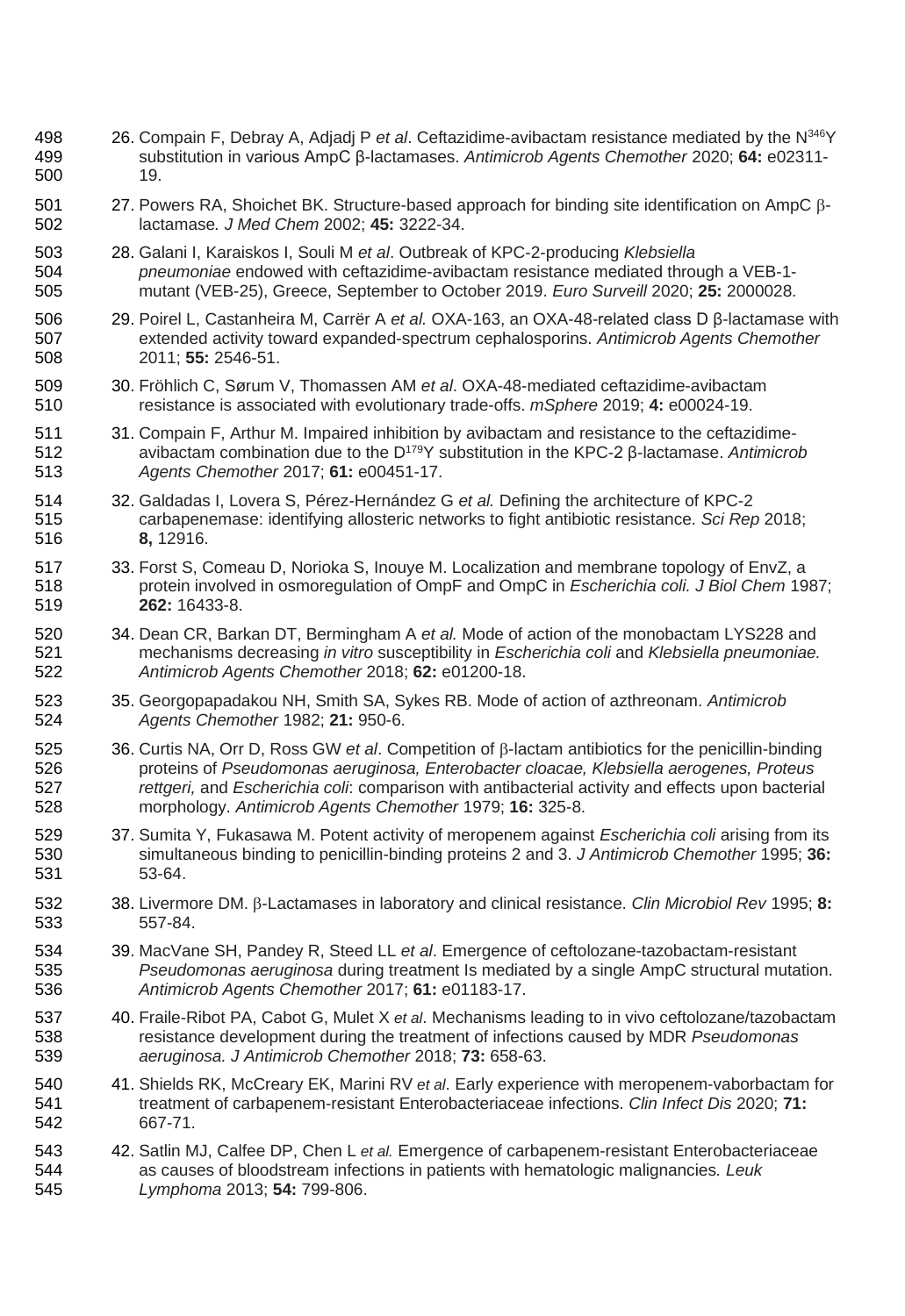26. Compain F, Debray A, Adjadj P *et al*. Ceftazidime-avibactam resistance mediated by the $N^{346}Y$ substitution in various AmpC β-lactamases. *Antimicrob Agents Chemother* 2020; **64:** e02311-19.

27. Powers RA, Shoichet BK. Structure-based approach for binding site identification on AmpC β-lactamase*. J Med Chem* 2002; **45:** 3222-34.

28. Galani I, Karaiskos I, Souli M *et al*. Outbreak of KPC-2-producing *Klebsiella pneumoniae* endowed with ceftazidime-avibactam resistance mediated through a VEB-1-mutant (VEB-25), Greece, September to October 2019. *Euro Surveill* 2020; **25:** 2000028.

29. Poirel L, Castanheira M, Carrër A *et al.* OXA-163, an OXA-48-related class D β-lactamase with extended activity toward expanded-spectrum cephalosporins. *Antimicrob Agents Chemother* 2011; **55:** 2546-51.

30. Fröhlich C, Sørum V, Thomassen AM *et al*. OXA-48-mediated ceftazidime-avibactam resistance is associated with evolutionary trade-offs. *mSphere* 2019; **4:** e00024-19.

31. Compain F, Arthur M. Impaired inhibition by avibactam and resistance to the ceftazidime-avibactam combination due to the $D^{179}Y$ substitution in the KPC-2 β-lactamase. *Antimicrob Agents Chemother* 2017; **61:** e00451-17.

32. Galdadas I, Lovera S, Pérez-Hernández G *et al.* Defining the architecture of KPC-2 carbapenemase: identifying allosteric networks to fight antibiotic resistance. *Sci Rep* 2018; **8,** 12916.

33. Forst S, Comeau D, Norioka S, Inouye M. Localization and membrane topology of EnvZ, a protein involved in osmoregulation of OmpF and OmpC in *Escherichia coli. J Biol Chem* 1987; **262:** 16433-8.

34. Dean CR, Barkan DT, Bermingham A *et al.* Mode of action of the monobactam LYS228 and mechanisms decreasing *in vitro* susceptibility in *Escherichia coli* and *Klebsiella pneumoniae. Antimicrob Agents Chemother* 2018; **62:** e01200-18.

35. Georgopapadakou NH, Smith SA, Sykes RB. Mode of action of azthreonam. *Antimicrob Agents Chemother* 1982; **21:** 950-6.

36. Curtis NA, Orr D, Ross GW *et al*. Competition of β-lactam antibiotics for the penicillin-binding proteins of *Pseudomonas aeruginosa, Enterobacter cloacae, Klebsiella aerogenes, Proteus rettgeri,* and *Escherichia coli*: comparison with antibacterial activity and effects upon bacterial morphology. *Antimicrob Agents Chemother* 1979; **16:** 325-8.

37. Sumita Y, Fukasawa M. Potent activity of meropenem against *Escherichia coli* arising from its simultaneous binding to penicillin-binding proteins 2 and 3. *J Antimicrob Chemother* 1995; **36:** 53-64.

38. Livermore DM. β-Lactamases in laboratory and clinical resistance. *Clin Microbiol Rev* 1995; **8:** 557-84.

39. MacVane SH, Pandey R, Steed LL *et al*. Emergence of ceftolozane-tazobactam-resistant *Pseudomonas aeruginosa* during treatment Is mediated by a single AmpC structural mutation. *Antimicrob Agents Chemother* 2017; **61:** e01183-17.

40. Fraile-Ribot PA, Cabot G, Mulet X *et al*. Mechanisms leading to in vivo ceftolozane/tazobactam resistance development during the treatment of infections caused by MDR *Pseudomonas aeruginosa. J Antimicrob Chemother* 2018; **73:** 658-63.

41. Shields RK, McCreary EK, Marini RV *et al*. Early experience with meropenem-vaborbactam for treatment of carbapenem-resistant Enterobacteriaceae infections. *Clin Infect Dis* 2020; **71:** 667-71.

42. Satlin MJ, Calfee DP, Chen L *et al.* Emergence of carbapenem-resistant Enterobacteriaceae as causes of bloodstream infections in patients with hematologic malignancies*. Leuk Lymphoma* 2013; **54:** 799-806.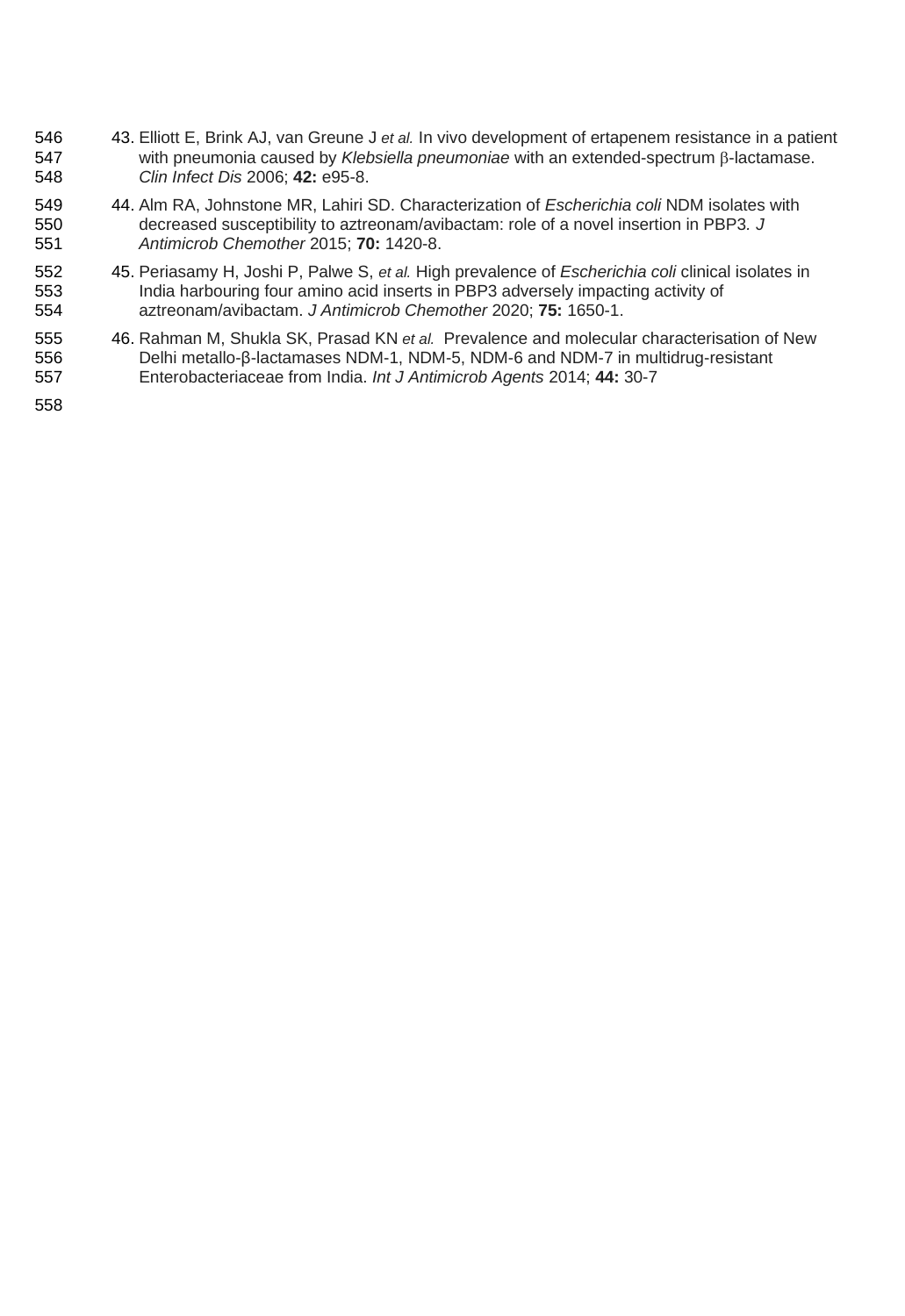43. Elliott E, Brink AJ, van Greune J *et al.* In vivo development of ertapenem resistance in a patient with pneumonia caused by *Klebsiella pneumoniae* with an extended-spectrum β-lactamase. *Clin Infect Dis* 2006; **42:** e95-8.

44. Alm RA, Johnstone MR, Lahiri SD. Characterization of *Escherichia coli* NDM isolates with decreased susceptibility to aztreonam/avibactam: role of a novel insertion in PBP3*. J Antimicrob Chemother* 2015; **70:** 1420-8.

45. Periasamy H, Joshi P, Palwe S, *et al.* High prevalence of *Escherichia coli* clinical isolates in India harbouring four amino acid inserts in PBP3 adversely impacting activity of aztreonam/avibactam. *J Antimicrob Chemother* 2020; **75:** 1650-1.

46. Rahman M, Shukla SK, Prasad KN *et al.* Prevalence and molecular characterisation of New Delhi metallo-β-lactamases NDM-1, NDM-5, NDM-6 and NDM-7 in multidrug-resistant Enterobacteriaceae from India. *Int J Antimicrob Agents* 2014; **44:** 30-7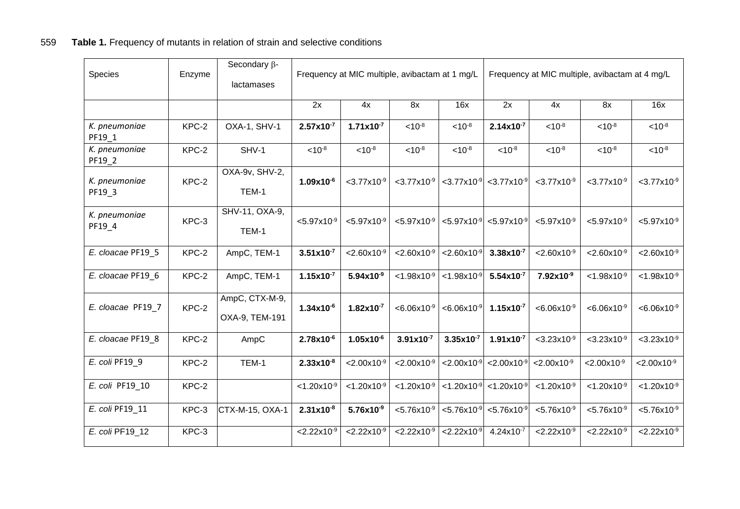**Table 1.** Frequency of mutants in relation of strain and selective conditions

| Species | Enzyme | Secondary β-lactamases | Frequency at MIC multiple, avibactam at 1 mg/L | | | | Frequency at MIC multiple, avibactam at 4 mg/L | | | |
|---|---|---|---|---|---|---|---|---|---|---|
| | | | 2x | 4x | 8x | 16x | 2x | 4x | 8x | 16x |
| *K. pneumoniae* PF19_1 | KPC-2 | OXA-1, SHV-1 | **$2.57x10^{-7}$** | **$1.71x10^{-7}$** | $<10^{-8}$ | $<10^{-8}$ | **$2.14x10^{-7}$** | $<10^{-8}$ | $<10^{-8}$ | $<10^{-8}$ |
| *K. pneumoniae* PF19_2 | KPC-2 | SHV-1 | $<10^{-8}$ | $<10^{-8}$ | $<10^{-8}$ | $<10^{-8}$ | $<10^{-8}$ | $<10^{-8}$ | $<10^{-8}$ | $<10^{-8}$ |
| *K. pneumoniae* PF19_3 | KPC-2 | OXA-9v, SHV-2, TEM-1 | **$1.09x10^{-6}$** | $<3.77x10^{-9}$ | $<3.77x10^{-9}$ | $<3.77x10^{-9}$ | $<3.77x10^{-9}$ | $<3.77x10^{-9}$ | $<3.77x10^{-9}$ | $<3.77x10^{-9}$ |
| *K. pneumoniae* PF19_4 | KPC-3 | SHV-11, OXA-9, TEM-1 | $<5.97x10^{-9}$ | $<5.97x10^{-9}$ | $<5.97x10^{-9}$ | $<5.97x10^{-9}$ | $<5.97x10^{-9}$ | $<5.97x10^{-9}$ | $<5.97x10^{-9}$ | $<5.97x10^{-9}$ |
| *E. cloacae* PF19_5 | KPC-2 | AmpC, TEM-1 | **$3.51x10^{-7}$** | $<2.60x10^{-9}$ | $<2.60x10^{-9}$ | $<2.60x10^{-9}$ | **$3.38x10^{-7}$** | $<2.60x10^{-9}$ | $<2.60x10^{-9}$ | $<2.60x10^{-9}$ |
| *E. cloacae* PF19_6 | KPC-2 | AmpC, TEM-1 | **$1.15x10^{-7}$** | **$5.94x10^{-9}$** | $<1.98x10^{-9}$ | $<1.98x10^{-9}$ | **$5.54x10^{-7}$** | **$7.92x10^{-9}$** | $<1.98x10^{-9}$ | $<1.98x10^{-9}$ |
| *E. cloacae* PF19_7 | KPC-2 | AmpC, CTX-M-9, OXA-9, TEM-191 | **$1.34x10^{-6}$** | **$1.82x10^{-7}$** | $<6.06x10^{-9}$ | $<6.06x10^{-9}$ | **$1.15x10^{-7}$** | $<6.06x10^{-9}$ | $<6.06x10^{-9}$ | $<6.06x10^{-9}$ |
| *E. cloacae* PF19_8 | KPC-2 | AmpC | **$2.78x10^{-6}$** | **$1.05x10^{-6}$** | **$3.91x10^{-7}$** | **$3.35x10^{-7}$** | **$1.91x10^{-7}$** | $<3.23x10^{-9}$ | $<3.23x10^{-9}$ | $<3.23x10^{-9}$ |
| *E. coli* PF19_9 | KPC-2 | TEM-1 | **$2.33x10^{-8}$** | $<2.00x10^{-9}$ | $<2.00x10^{-9}$ | $<2.00x10^{-9}$ | $<2.00x10^{-9}$ | $<2.00x10^{-9}$ | $<2.00x10^{-9}$ | $<2.00x10^{-9}$ |
| *E. coli* PF19_10 | KPC-2 | | $<1.20x10^{-9}$ | $<1.20x10^{-9}$ | $<1.20x10^{-9}$ | $<1.20x10^{-9}$ | $<1.20x10^{-9}$ | $<1.20x10^{-9}$ | $<1.20x10^{-9}$ | $<1.20x10^{-9}$ |
| *E. coli* PF19_11 | KPC-3 | CTX-M-15, OXA-1 | **$2.31x10^{-8}$** | **$5.76x10^{-9}$** | $<5.76x10^{-9}$ | $<5.76x10^{-9}$ | $<5.76x10^{-9}$ | $<5.76x10^{-9}$ | $<5.76x10^{-9}$ | $<5.76x10^{-9}$ |
| *E. coli* PF19_12 | KPC-3 | | $<2.22x10^{-9}$ | $<2.22x10^{-9}$ | $<2.22x10^{-9}$ | $<2.22x10^{-9}$ | $4.24x10^{-7}$ | $<2.22x10^{-9}$ | $<2.22x10^{-9}$ | $<2.22x10^{-9}$ |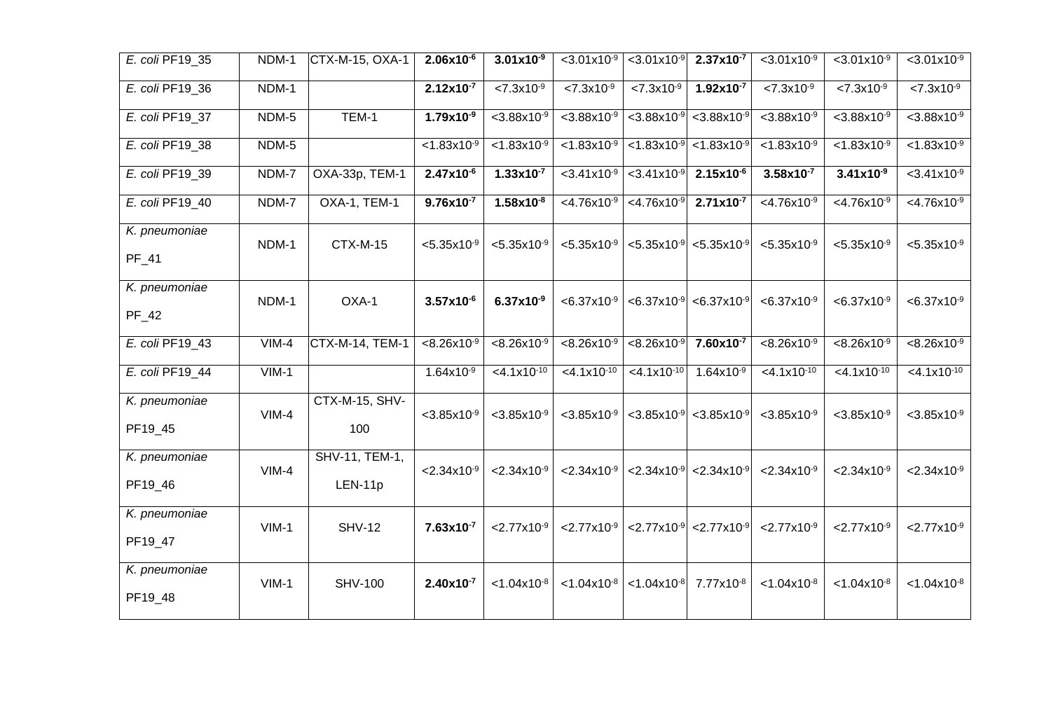| | | | | | | | | | | |
|---|---|---|---|---|---|---|---|---|---|---|
| *E. coli* PF19_35 | NDM-1 | CTX-M-15, OXA-1 | **$2.06 \times 10^{-6}$** | **$3.01 \times 10^{-9}$** | $<3.01 \times 10^{-9}$ | $<3.01 \times 10^{-9}$ | **$2.37 \times 10^{-7}$** | $<3.01 \times 10^{-9}$ | $<3.01 \times 10^{-9}$ | $<3.01 \times 10^{-9}$ |
| *E. coli* PF19_36 | NDM-1 | | **$2.12 \times 10^{-7}$** | $<7.3 \times 10^{-9}$ | $<7.3 \times 10^{-9}$ | $<7.3 \times 10^{-9}$ | **$1.92 \times 10^{-7}$** | $<7.3 \times 10^{-9}$ | $<7.3 \times 10^{-9}$ | $<7.3 \times 10^{-9}$ |
| *E. coli* PF19_37 | NDM-5 | TEM-1 | **$1.79 \times 10^{-9}$** | $<3.88 \times 10^{-9}$ | $<3.88 \times 10^{-9}$ | $<3.88 \times 10^{-9}$ | $<3.88 \times 10^{-9}$ | $<3.88 \times 10^{-9}$ | $<3.88 \times 10^{-9}$ | $<3.88 \times 10^{-9}$ |
| *E. coli* PF19_38 | NDM-5 | | $<1.83 \times 10^{-9}$ | $<1.83 \times 10^{-9}$ | $<1.83 \times 10^{-9}$ | $<1.83 \times 10^{-9}$ | $<1.83 \times 10^{-9}$ | $<1.83 \times 10^{-9}$ | $<1.83 \times 10^{-9}$ | $<1.83 \times 10^{-9}$ |
| *E. coli* PF19_39 | NDM-7 | OXA-33p, TEM-1 | **$2.47 \times 10^{-6}$** | **$1.33 \times 10^{-7}$** | $<3.41 \times 10^{-9}$ | $<3.41 \times 10^{-9}$ | **$2.15 \times 10^{-6}$** | **$3.58 \times 10^{-7}$** | **$3.41 \times 10^{-9}$** | $<3.41 \times 10^{-9}$ |
| *E. coli* PF19_40 | NDM-7 | OXA-1, TEM-1 | **$9.76 \times 10^{-7}$** | **$1.58 \times 10^{-8}$** | $<4.76 \times 10^{-9}$ | $<4.76 \times 10^{-9}$ | **$2.71 \times 10^{-7}$** | $<4.76 \times 10^{-9}$ | $<4.76 \times 10^{-9}$ | $<4.76 \times 10^{-9}$ |
| *K. pneumoniae* PF_41 | NDM-1 | CTX-M-15 | $<5.35 \times 10^{-9}$ | $<5.35 \times 10^{-9}$ | $<5.35 \times 10^{-9}$ | $<5.35 \times 10^{-9}$ | $<5.35 \times 10^{-9}$ | $<5.35 \times 10^{-9}$ | $<5.35 \times 10^{-9}$ | $<5.35 \times 10^{-9}$ |
| *K. pneumoniae* PF_42 | NDM-1 | OXA-1 | **$3.57 \times 10^{-6}$** | **$6.37 \times 10^{-9}$** | $<6.37 \times 10^{-9}$ | $<6.37 \times 10^{-9}$ | $<6.37 \times 10^{-9}$ | $<6.37 \times 10^{-9}$ | $<6.37 \times 10^{-9}$ | $<6.37 \times 10^{-9}$ |
| *E. coli* PF19_43 | VIM-4 | CTX-M-14, TEM-1 | $<8.26 \times 10^{-9}$ | $<8.26 \times 10^{-9}$ | $<8.26 \times 10^{-9}$ | $<8.26 \times 10^{-9}$ | **$7.60 \times 10^{-7}$** | $<8.26 \times 10^{-9}$ | $<8.26 \times 10^{-9}$ | $<8.26 \times 10^{-9}$ |
| *E. coli* PF19_44 | VIM-1 | | $1.64 \times 10^{-9}$ | $<4.1 \times 10^{-10}$ | $<4.1 \times 10^{-10}$ | $<4.1 \times 10^{-10}$ | $1.64 \times 10^{-9}$ | $<4.1 \times 10^{-10}$ | $<4.1 \times 10^{-10}$ | $<4.1 \times 10^{-10}$ |
| *K. pneumoniae* PF19_45 | VIM-4 | CTX-M-15, SHV-100 | $<3.85 \times 10^{-9}$ | $<3.85 \times 10^{-9}$ | $<3.85 \times 10^{-9}$ | $<3.85 \times 10^{-9}$ | $<3.85 \times 10^{-9}$ | $<3.85 \times 10^{-9}$ | $<3.85 \times 10^{-9}$ | $<3.85 \times 10^{-9}$ |
| *K. pneumoniae* PF19_46 | VIM-4 | SHV-11, TEM-1, LEN-11p | $<2.34 \times 10^{-9}$ | $<2.34 \times 10^{-9}$ | $<2.34 \times 10^{-9}$ | $<2.34 \times 10^{-9}$ | $<2.34 \times 10^{-9}$ | $<2.34 \times 10^{-9}$ | $<2.34 \times 10^{-9}$ | $<2.34 \times 10^{-9}$ |
| *K. pneumoniae* PF19_47 | VIM-1 | SHV-12 | **$7.63 \times 10^{-7}$** | $<2.77 \times 10^{-9}$ | $<2.77 \times 10^{-9}$ | $<2.77 \times 10^{-9}$ | $<2.77 \times 10^{-9}$ | $<2.77 \times 10^{-9}$ | $<2.77 \times 10^{-9}$ | $<2.77 \times 10^{-9}$ |
| *K. pneumoniae* PF19_48 | VIM-1 | SHV-100 | **$2.40 \times 10^{-7}$** | $<1.04 \times 10^{-8}$ | $<1.04 \times 10^{-8}$ | $<1.04 \times 10^{-8}$ | $7.77 \times 10^{-8}$ | $<1.04 \times 10^{-8}$ | $<1.04 \times 10^{-8}$ | $<1.04 \times 10^{-8}$ |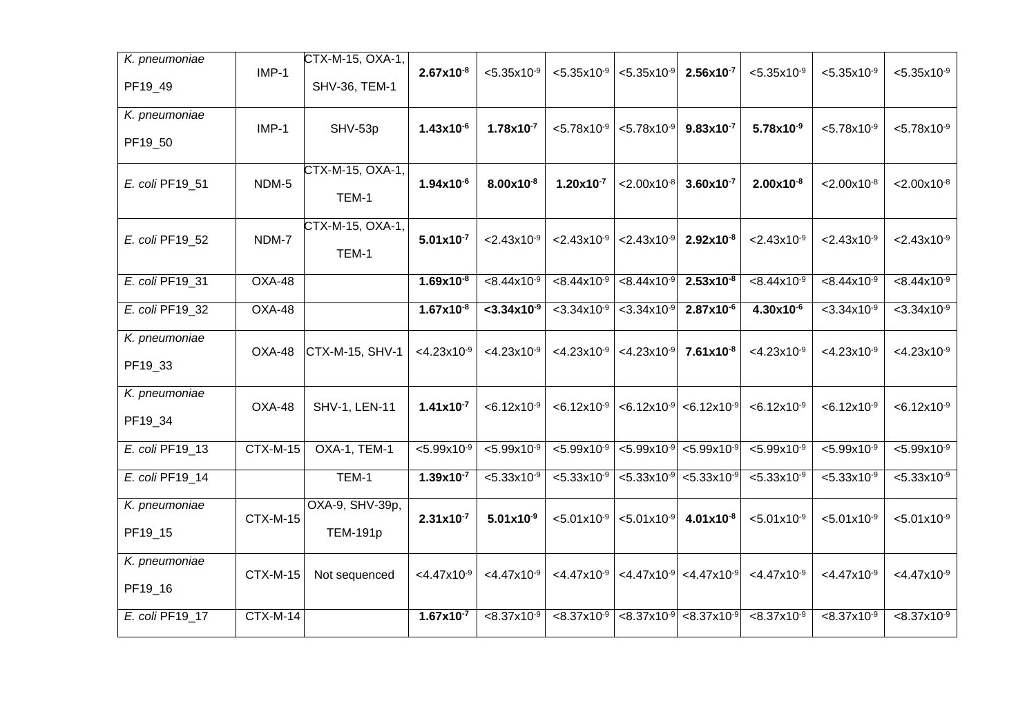| | | | | | | | | | | |
|---|---|---|---|---|---|---|---|---|---|---|
| *K. pneumoniae* PF19_49 | IMP-1 | CTX-M-15, OXA-1, SHV-36, TEM-1 | **$2.67 \times 10^{-8}$** | $<5.35 \times 10^{-9}$ | $<5.35 \times 10^{-9}$ | $<5.35 \times 10^{-9}$ | **$2.56 \times 10^{-7}$** | $<5.35 \times 10^{-9}$ | $<5.35 \times 10^{-9}$ | $<5.35 \times 10^{-9}$ |
| *K. pneumoniae* PF19_50 | IMP-1 | SHV-53p | **$1.43 \times 10^{-6}$** | **$1.78 \times 10^{-7}$** | $<5.78 \times 10^{-9}$ | $<5.78 \times 10^{-9}$ | **$9.83 \times 10^{-7}$** | **$5.78 \times 10^{-9}$** | $<5.78 \times 10^{-9}$ | $<5.78 \times 10^{-9}$ |
| *E. coli* PF19_51 | NDM-5 | CTX-M-15, OXA-1, TEM-1 | **$1.94 \times 10^{-6}$** | **$8.00 \times 10^{-8}$** | **$1.20 \times 10^{-7}$** | $<2.00 \times 10^{-8}$ | **$3.60 \times 10^{-7}$** | **$2.00 \times 10^{-8}$** | $<2.00 \times 10^{-8}$ | $<2.00 \times 10^{-8}$ |
| *E. coli* PF19_52 | NDM-7 | CTX-M-15, OXA-1, TEM-1 | **$5.01 \times 10^{-7}$** | $<2.43 \times 10^{-9}$ | $<2.43 \times 10^{-9}$ | $<2.43 \times 10^{-9}$ | **$2.92 \times 10^{-8}$** | $<2.43 \times 10^{-9}$ | $<2.43 \times 10^{-9}$ | $<2.43 \times 10^{-9}$ |
| *E. coli* PF19_31 | OXA-48 | | **$1.69 \times 10^{-8}$** | $<8.44 \times 10^{-9}$ | $<8.44 \times 10^{-9}$ | $<8.44 \times 10^{-9}$ | **$2.53 \times 10^{-8}$** | $<8.44 \times 10^{-9}$ | $<8.44 \times 10^{-9}$ | $<8.44 \times 10^{-9}$ |
| *E. coli* PF19_32 | OXA-48 | | **$1.67 \times 10^{-8}$** | **$<3.34 \times 10^{-9}$** | $<3.34 \times 10^{-9}$ | $<3.34 \times 10^{-9}$ | **$2.87 \times 10^{-6}$** | **$4.30 \times 10^{-6}$** | $<3.34 \times 10^{-9}$ | $<3.34 \times 10^{-9}$ |
| *K. pneumoniae* PF19_33 | OXA-48 | CTX-M-15, SHV-1 | $<4.23 \times 10^{-9}$ | $<4.23 \times 10^{-9}$ | $<4.23 \times 10^{-9}$ | $<4.23 \times 10^{-9}$ | **$7.61 \times 10^{-8}$** | $<4.23 \times 10^{-9}$ | $<4.23 \times 10^{-9}$ | $<4.23 \times 10^{-9}$ |
| *K. pneumoniae* PF19_34 | OXA-48 | SHV-1, LEN-11 | **$1.41 \times 10^{-7}$** | $<6.12 \times 10^{-9}$ | $<6.12 \times 10^{-9}$ | $<6.12 \times 10^{-9}$ | $<6.12 \times 10^{-9}$ | $<6.12 \times 10^{-9}$ | $<6.12 \times 10^{-9}$ | $<6.12 \times 10^{-9}$ |
| *E. coli* PF19_13 | CTX-M-15 | OXA-1, TEM-1 | $<5.99 \times 10^{-9}$ | $<5.99 \times 10^{-9}$ | $<5.99 \times 10^{-9}$ | $<5.99 \times 10^{-9}$ | $<5.99 \times 10^{-9}$ | $<5.99 \times 10^{-9}$ | $<5.99 \times 10^{-9}$ | $<5.99 \times 10^{-9}$ |
| *E. coli* PF19_14 | | TEM-1 | **$1.39 \times 10^{-7}$** | $<5.33 \times 10^{-9}$ | $<5.33 \times 10^{-9}$ | $<5.33 \times 10^{-9}$ | $<5.33 \times 10^{-9}$ | $<5.33 \times 10^{-9}$ | $<5.33 \times 10^{-9}$ | $<5.33 \times 10^{-9}$ |
| *K. pneumoniae* PF19_15 | CTX-M-15 | OXA-9, SHV-39p, TEM-191p | **$2.31 \times 10^{-7}$** | **$5.01 \times 10^{-9}$** | $<5.01 \times 10^{-9}$ | $<5.01 \times 10^{-9}$ | **$4.01 \times 10^{-8}$** | $<5.01 \times 10^{-9}$ | $<5.01 \times 10^{-9}$ | $<5.01 \times 10^{-9}$ |
| *K. pneumoniae* PF19_16 | CTX-M-15 | Not sequenced | $<4.47 \times 10^{-9}$ | $<4.47 \times 10^{-9}$ | $<4.47 \times 10^{-9}$ | $<4.47 \times 10^{-9}$ | $<4.47 \times 10^{-9}$ | $<4.47 \times 10^{-9}$ | $<4.47 \times 10^{-9}$ | $<4.47 \times 10^{-9}$ |
| *E. coli* PF19_17 | CTX-M-14 | | **$1.67 \times 10^{-7}$** | $<8.37 \times 10^{-9}$ | $<8.37 \times 10^{-9}$ | $<8.37 \times 10^{-9}$ | $<8.37 \times 10^{-9}$ | $<8.37 \times 10^{-9}$ | $<8.37 \times 10^{-9}$ | $<8.37 \times 10^{-9}$ |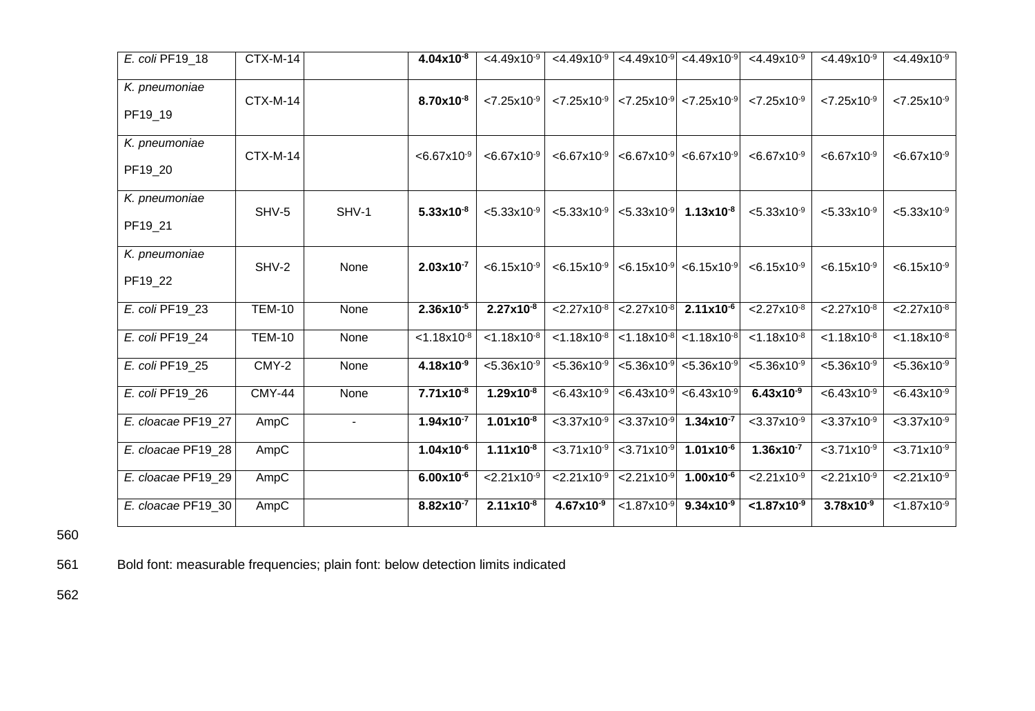| | | | | | | | | | | |
|---|---|---|---|---|---|---|---|---|---|---|
| *E. coli* PF19_18 | CTX-M-14 | | **4.04x10$^{-8}$** | <4.49x10$^{-9}$ | <4.49x10$^{-9}$ | <4.49x10$^{-9}$ | <4.49x10$^{-9}$ | <4.49x10$^{-9}$ | <4.49x10$^{-9}$ | <4.49x10$^{-9}$ |
| *K. pneumoniae* PF19_19 | CTX-M-14 | | **8.70x10$^{-8}$** | <7.25x10$^{-9}$ | <7.25x10$^{-9}$ | <7.25x10$^{-9}$ | <7.25x10$^{-9}$ | <7.25x10$^{-9}$ | <7.25x10$^{-9}$ | <7.25x10$^{-9}$ |
| *K. pneumoniae* PF19_20 | CTX-M-14 | | <6.67x10$^{-9}$ | <6.67x10$^{-9}$ | <6.67x10$^{-9}$ | <6.67x10$^{-9}$ | <6.67x10$^{-9}$ | <6.67x10$^{-9}$ | <6.67x10$^{-9}$ | <6.67x10$^{-9}$ |
| *K. pneumoniae* PF19_21 | SHV-5 | SHV-1 | **5.33x10$^{-8}$** | <5.33x10$^{-9}$ | <5.33x10$^{-9}$ | <5.33x10$^{-9}$ | **1.13x10$^{-8}$** | <5.33x10$^{-9}$ | <5.33x10$^{-9}$ | <5.33x10$^{-9}$ |
| *K. pneumoniae* PF19_22 | SHV-2 | None | **2.03x10$^{-7}$** | <6.15x10$^{-9}$ | <6.15x10$^{-9}$ | <6.15x10$^{-9}$ | <6.15x10$^{-9}$ | <6.15x10$^{-9}$ | <6.15x10$^{-9}$ | <6.15x10$^{-9}$ |
| *E. coli* PF19_23 | TEM-10 | None | **2.36x10$^{-5}$** | **2.27x10$^{-8}$** | <2.27x10$^{-8}$ | <2.27x10$^{-8}$ | **2.11x10$^{-6}$** | <2.27x10$^{-8}$ | <2.27x10$^{-8}$ | <2.27x10$^{-8}$ |
| *E. coli* PF19_24 | TEM-10 | None | <1.18x10$^{-8}$ | <1.18x10$^{-8}$ | <1.18x10$^{-8}$ | <1.18x10$^{-8}$ | <1.18x10$^{-8}$ | <1.18x10$^{-8}$ | <1.18x10$^{-8}$ | <1.18x10$^{-8}$ |
| *E. coli* PF19_25 | CMY-2 | None | **4.18x10$^{-9}$** | <5.36x10$^{-9}$ | <5.36x10$^{-9}$ | <5.36x10$^{-9}$ | <5.36x10$^{-9}$ | <5.36x10$^{-9}$ | <5.36x10$^{-9}$ | <5.36x10$^{-9}$ |
| *E. coli* PF19_26 | CMY-44 | None | **7.71x10$^{-8}$** | **1.29x10$^{-8}$** | <6.43x10$^{-9}$ | <6.43x10$^{-9}$ | <6.43x10$^{-9}$ | **6.43x10$^{-9}$** | <6.43x10$^{-9}$ | <6.43x10$^{-9}$ |
| *E. cloacae* PF19_27 | AmpC | - | **1.94x10$^{-7}$** | **1.01x10$^{-8}$** | <3.37x10$^{-9}$ | <3.37x10$^{-9}$ | **1.34x10$^{-7}$** | <3.37x10$^{-9}$ | <3.37x10$^{-9}$ | <3.37x10$^{-9}$ |
| *E. cloacae* PF19_28 | AmpC | | **1.04x10$^{-6}$** | **1.11x10$^{-8}$** | <3.71x10$^{-9}$ | <3.71x10$^{-9}$ | **1.01x10$^{-6}$** | **1.36x10$^{-7}$** | <3.71x10$^{-9}$ | <3.71x10$^{-9}$ |
| *E. cloacae* PF19_29 | AmpC | | **6.00x10$^{-6}$** | <2.21x10$^{-9}$ | <2.21x10$^{-9}$ | <2.21x10$^{-9}$ | **1.00x10$^{-6}$** | <2.21x10$^{-9}$ | <2.21x10$^{-9}$ | <2.21x10$^{-9}$ |
| *E. cloacae* PF19_30 | AmpC | | **8.82x10$^{-7}$** | **2.11x10$^{-8}$** | **4.67x10$^{-9}$** | <1.87x10$^{-9}$ | **9.34x10$^{-9}$** | **<1.87x10$^{-9}$** | **3.78x10$^{-9}$** | <1.87x10$^{-9}$ |

Bold font: measurable frequencies; plain font: below detection limits indicated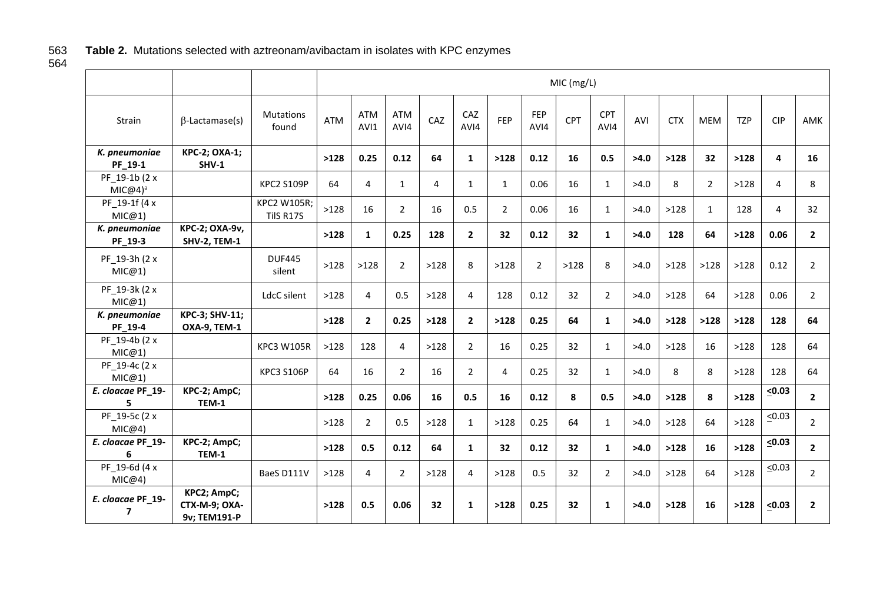**Table 2.** Mutations selected with aztreonam/avibactam in isolates with KPC enzymes

| | | | MIC (mg/L) | | | | | | | | | | | | | | |
|---|---|---|---|---|---|---|---|---|---|---|---|---|---|---|---|---|---|
| Strain | β-Lactamase(s) | Mutations found | ATM | ATM AVI1 | ATM AVI4 | CAZ | CAZ AVI4 | FEP | FEP AVI4 | CPT | CPT AVI4 | AVI | CTX | MEM | TZP | CIP | AMK |
| ***K. pneumoniae* PF_19-1** | **KPC-2; OXA-1; SHV-1** | | **>128** | **0.25** | **0.12** | **64** | **1** | **>128** | **0.12** | **16** | **0.5** | **>4.0** | **>128** | **32** | **>128** | **4** | **16** |
| PF_19-1b (2 x MIC@4)[a] | | KPC2 S109P | 64 | 4 | 1 | 4 | 1 | 1 | 0.06 | 16 | 1 | >4.0 | 8 | 2 | >128 | 4 | 8 |
| PF_19-1f (4 x MIC@1) | | KPC2 W105R; TilS R17S | >128 | 16 | 2 | 16 | 0.5 | 2 | 0.06 | 16 | 1 | >4.0 | >128 | 1 | 128 | 4 | 32 |
| ***K. pneumoniae* PF_19-3** | **KPC-2; OXA-9v, SHV-2, TEM-1** | | **>128** | **1** | **0.25** | **128** | **2** | **32** | **0.12** | **32** | **1** | **>4.0** | **128** | **64** | **>128** | **0.06** | **2** |
| PF_19-3h (2 x MIC@1) | | DUF445 silent | >128 | >128 | 2 | >128 | 8 | >128 | 2 | >128 | 8 | >4.0 | >128 | >128 | >128 | 0.12 | 2 |
| PF_19-3k (2 x MIC@1) | | LdcC silent | >128 | 4 | 0.5 | >128 | 4 | 128 | 0.12 | 32 | 2 | >4.0 | >128 | 64 | >128 | 0.06 | 2 |
| ***K. pneumoniae* PF_19-4** | **KPC-3; SHV-11; OXA-9, TEM-1** | | **>128** | **2** | **0.25** | **>128** | **2** | **>128** | **0.25** | **64** | **1** | **>4.0** | **>128** | **>128** | **>128** | **128** | **64** |
| PF_19-4b (2 x MIC@1) | | KPC3 W105R | >128 | 128 | 4 | >128 | 2 | 16 | 0.25 | 32 | 1 | >4.0 | >128 | 16 | >128 | 128 | 64 |
| PF_19-4c (2 x MIC@1) | | KPC3 S106P | 64 | 16 | 2 | 16 | 2 | 4 | 0.25 | 32 | 1 | >4.0 | 8 | 8 | >128 | 128 | 64 |
| ***E. cloacae* PF_19-5** | **KPC-2; AmpC; TEM-1** | | **>128** | **0.25** | **0.06** | **16** | **0.5** | **16** | **0.12** | **8** | **0.5** | **>4.0** | **>128** | **8** | **>128** | **≤0.03** | **2** |
| PF_19-5c (2 x MIC@4) | | | >128 | 2 | 0.5 | >128 | 1 | >128 | 0.25 | 64 | 1 | >4.0 | >128 | 64 | >128 | ≤0.03 | 2 |
| ***E. cloacae* PF_19-6** | **KPC-2; AmpC; TEM-1** | | **>128** | **0.5** | **0.12** | **64** | **1** | **32** | **0.12** | **32** | **1** | **>4.0** | **>128** | **16** | **>128** | **≤0.03** | **2** |
| PF_19-6d (4 x MIC@4) | | BaeS D111V | >128 | 4 | 2 | >128 | 4 | >128 | 0.5 | 32 | 2 | >4.0 | >128 | 64 | >128 | ≤0.03 | 2 |
| ***E. cloacae* PF_19-7** | **KPC2; AmpC; CTX-M-9; OXA-9v; TEM191-P** | | **>128** | **0.5** | **0.06** | **32** | **1** | **>128** | **0.25** | **32** | **1** | **>4.0** | **>128** | **16** | **>128** | **≤0.03** | **2** |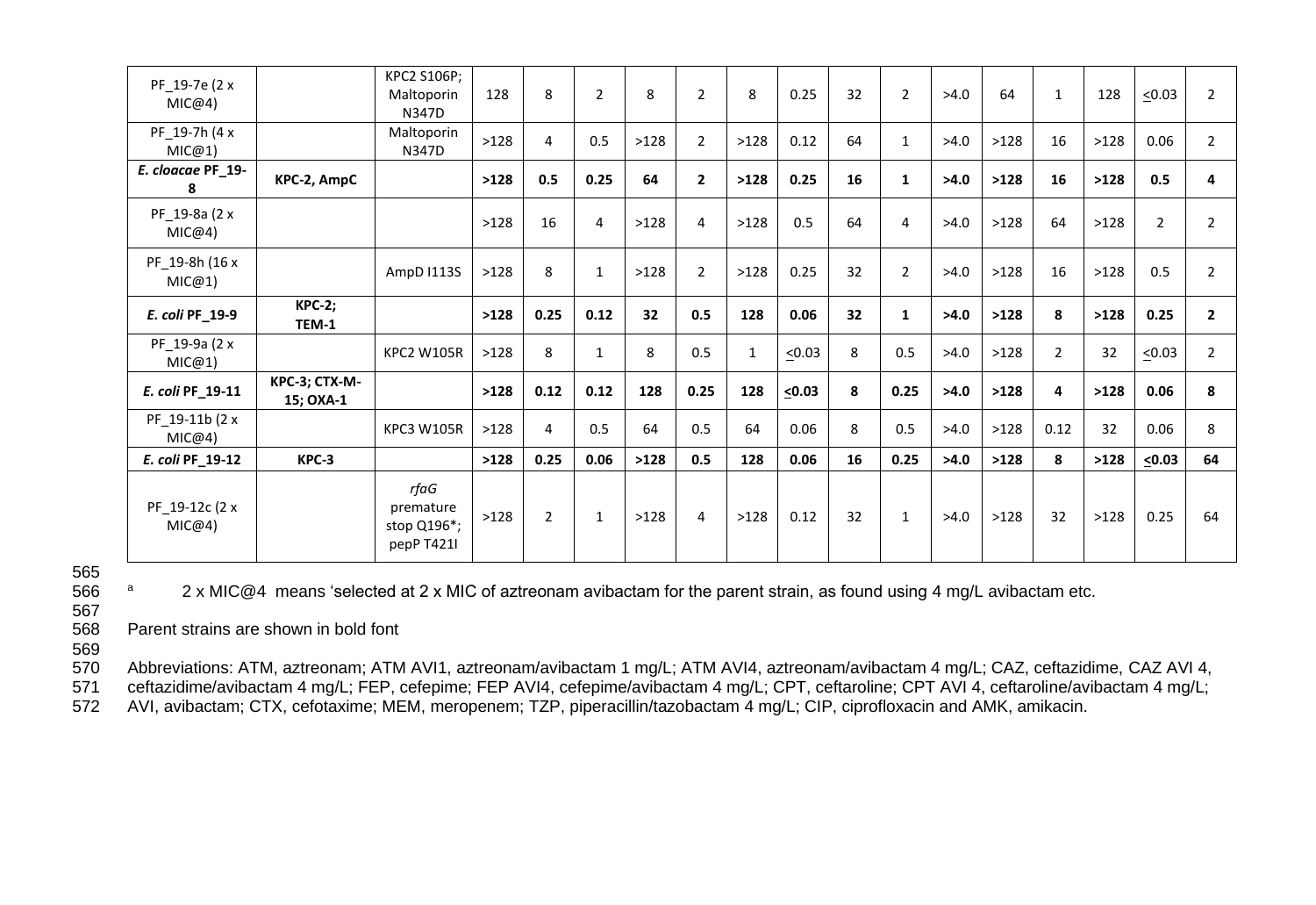| | | | | | | | | | | | | | | | | | |
|---|---|---|---|---|---|---|---|---|---|---|---|---|---|---|---|---|---|
| PF_19-7e (2 x MIC@4) | | KPC2 S106P; Maltoporin N347D | 128 | 8 | 2 | 8 | 2 | 8 | 0.25 | 32 | 2 | >4.0 | 64 | 1 | 128 | <0.03 | 2 |
| PF_19-7h (4 x MIC@1) | | Maltoporin N347D | >128 | 4 | 0.5 | >128 | 2 | >128 | 0.12 | 64 | 1 | >4.0 | >128 | 16 | >128 | 0.06 | 2 |
| ***E. cloacae* PF_19-8** | **KPC-2, AmpC** | | **>128** | **0.5** | **0.25** | **64** | **2** | **>128** | **0.25** | **16** | **1** | **>4.0** | **>128** | **16** | **>128** | **0.5** | **4** |
| PF_19-8a (2 x MIC@4) | | | >128 | 16 | 4 | >128 | 4 | >128 | 0.5 | 64 | 4 | >4.0 | >128 | 64 | >128 | 2 | 2 |
| PF_19-8h (16 x MIC@1) | | AmpD I113S | >128 | 8 | 1 | >128 | 2 | >128 | 0.25 | 32 | 2 | >4.0 | >128 | 16 | >128 | 0.5 | 2 |
| ***E. coli* PF_19-9** | **KPC-2; TEM-1** | | **>128** | **0.25** | **0.12** | **32** | **0.5** | **128** | **0.06** | **32** | **1** | **>4.0** | **>128** | **8** | **>128** | **0.25** | **2** |
| PF_19-9a (2 x MIC@1) | | KPC2 W105R | >128 | 8 | 1 | 8 | 0.5 | 1 | <0.03 | 8 | 0.5 | >4.0 | >128 | 2 | 32 | <0.03 | 2 |
| ***E. coli* PF_19-11** | **KPC-3; CTX-M-15; OXA-1** | | **>128** | **0.12** | **0.12** | **128** | **0.25** | **128** | **<0.03** | **8** | **0.25** | **>4.0** | **>128** | **4** | **>128** | **0.06** | **8** |
| PF_19-11b (2 x MIC@4) | | KPC3 W105R | >128 | 4 | 0.5 | 64 | 0.5 | 64 | 0.06 | 8 | 0.5 | >4.0 | >128 | 0.12 | 32 | 0.06 | 8 |
| ***E. coli* PF_19-12** | **KPC-3** | | **>128** | **0.25** | **0.06** | **>128** | **0.5** | **128** | **0.06** | **16** | **0.25** | **>4.0** | **>128** | **8** | **>128** | **<0.03** | **64** |
| PF_19-12c (2 x MIC@4) | | *rfaG* premature stop Q196*; pepP T421I | >128 | 2 | 1 | >128 | 4 | >128 | 0.12 | 32 | 1 | >4.0 | >128 | 32 | >128 | 0.25 | 64 |

[a] 2 x MIC@4 means 'selected at 2 x MIC of aztreonam avibactam for the parent strain, as found using 4 mg/L avibactam etc.

Parent strains are shown in bold font

Abbreviations: ATM, aztreonam; ATM AVI1, aztreonam/avibactam 1 mg/L; ATM AVI4, aztreonam/avibactam 4 mg/L; CAZ, ceftazidime, CAZ AVI 4, ceftazidime/avibactam 4 mg/L; FEP, cefepime; FEP AVI4, cefepime/avibactam 4 mg/L; CPT, ceftaroline; CPT AVI 4, ceftaroline/avibactam 4 mg/L; AVI, avibactam; CTX, cefotaxime; MEM, meropenem; TZP, piperacillin/tazobactam 4 mg/L; CIP, ciprofloxacin and AMK, amikacin.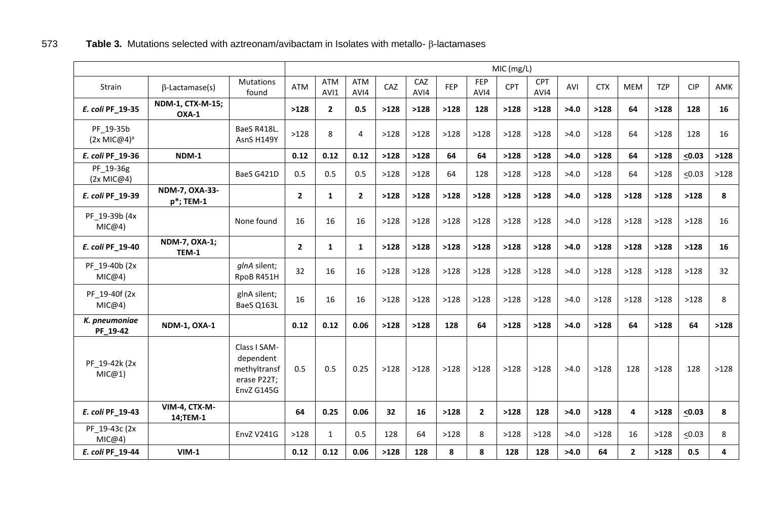**Table 3.** Mutations selected with aztreonam/avibactam in Isolates with metallo- β-lactamases

| | | | MIC (mg/L) | | | | | | | | | | | | | | |
|---|---|---|---|---|---|---|---|---|---|---|---|---|---|---|---|---|---|
| Strain | β-Lactamase(s) | Mutations found | ATM | ATM AVI1 | ATM AVI4 | CAZ | CAZ AVI4 | FEP | FEP AVI4 | CPT | CPT AVI4 | AVI | CTX | MEM | TZP | CIP | AMK |
| ***E. coli* PF_19-35** | **NDM-1, CTX-M-15; OXA-1** | | **>128** | **2** | **0.5** | **>128** | **>128** | **>128** | **128** | **>128** | **>128** | **>4.0** | **>128** | **64** | **>128** | **128** | **16** |
| PF_19-35b (2x MIC@4)[a] | | BaeS R418L. AsnS H149Y | >128 | 8 | 4 | >128 | >128 | >128 | >128 | >128 | >128 | >4.0 | >128 | 64 | >128 | 128 | 16 |
| ***E. coli* PF_19-36** | **NDM-1** | | **0.12** | **0.12** | **0.12** | **>128** | **>128** | **64** | **64** | **>128** | **>128** | **>4.0** | **>128** | **64** | **>128** | **≤0.03** | **>128** |
| PF_19-36g (2x MIC@4) | | BaeS G421D | 0.5 | 0.5 | 0.5 | >128 | >128 | 64 | 128 | >128 | >128 | >4.0 | >128 | 64 | >128 | ≤0.03 | >128 |
| ***E. coli* PF_19-39** | **NDM-7, OXA-33-p*; TEM-1** | | **2** | **1** | **2** | **>128** | **>128** | **>128** | **>128** | **>128** | **>128** | **>4.0** | **>128** | **>128** | **>128** | **>128** | **8** |
| PF_19-39b (4x MIC@4) | | None found | 16 | 16 | 16 | >128 | >128 | >128 | >128 | >128 | >128 | >4.0 | >128 | >128 | >128 | >128 | 16 |
| ***E. coli* PF_19-40** | **NDM-7, OXA-1; TEM-1** | | **2** | **1** | **1** | **>128** | **>128** | **>128** | **>128** | **>128** | **>128** | **>4.0** | **>128** | **>128** | **>128** | **>128** | **16** |
| PF_19-40b (2x MIC@4) | | *glnA* silent; RpoB R451H | 32 | 16 | 16 | >128 | >128 | >128 | >128 | >128 | >128 | >4.0 | >128 | >128 | >128 | >128 | 32 |
| PF_19-40f (2x MIC@4) | | glnA silent; BaeS Q163L | 16 | 16 | 16 | >128 | >128 | >128 | >128 | >128 | >128 | >4.0 | >128 | >128 | >128 | >128 | 8 |
| ***K. pneumoniae* PF_19-42** | **NDM-1, OXA-1** | | **0.12** | **0.12** | **0.06** | **>128** | **>128** | **128** | **64** | **>128** | **>128** | **>4.0** | **>128** | **64** | **>128** | **64** | **>128** |
| PF_19-42k (2x MIC@1) | | Class I SAM-dependent methyltransferase P22T; EnvZ G145G | 0.5 | 0.5 | 0.25 | >128 | >128 | >128 | >128 | >128 | >128 | >4.0 | >128 | 128 | >128 | 128 | >128 |
| ***E. coli* PF_19-43** | **VIM-4, CTX-M-14;TEM-1** | | **64** | **0.25** | **0.06** | **32** | **16** | **>128** | **2** | **>128** | **128** | **>4.0** | **>128** | **4** | **>128** | **≤0.03** | **8** |
| PF_19-43c (2x MIC@4) | | EnvZ V241G | >128 | 1 | 0.5 | 128 | 64 | >128 | 8 | >128 | >128 | >4.0 | >128 | 16 | >128 | ≤0.03 | 8 |
| ***E. coli* PF_19-44** | **VIM-1** | | **0.12** | **0.12** | **0.06** | **>128** | **128** | **8** | **8** | **128** | **128** | **>4.0** | **64** | **2** | **>128** | **0.5** | **4** |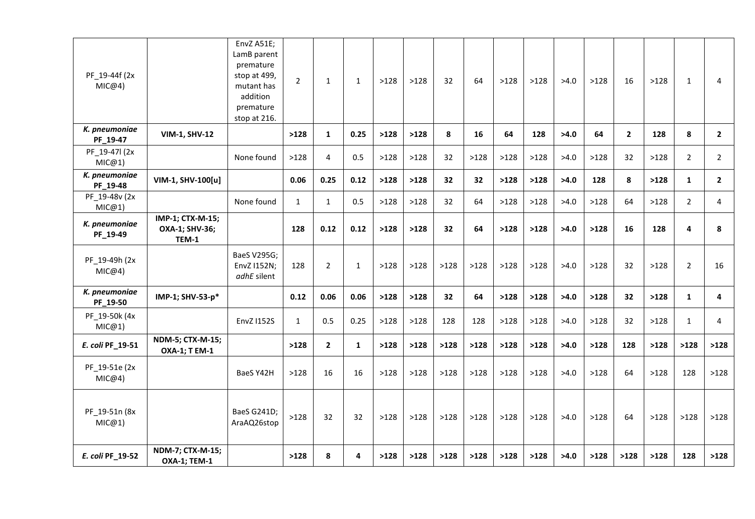| | | | | | | | | | | | | | | | | | |
|---|---|---|---|---|---|---|---|---|---|---|---|---|---|---|---|---|---|
| PF_19-44f (2x MIC@4) | | EnvZ A51E; LamB parent premature stop at 499, mutant has addition premature stop at 216. | 2 | 1 | 1 | >128 | >128 | 32 | 64 | >128 | >128 | >4.0 | >128 | 16 | >128 | 1 | 4 |
| ***K. pneumoniae* PF_19-47** | **VIM-1, SHV-12** | | **>128** | **1** | **0.25** | **>128** | **>128** | **8** | **16** | **64** | **128** | **>4.0** | **64** | **2** | **128** | **8** | **2** |
| PF_19-47l (2x MIC@1) | | None found | >128 | 4 | 0.5 | >128 | >128 | 32 | >128 | >128 | >128 | >4.0 | >128 | 32 | >128 | 2 | 2 |
| ***K. pneumoniae* PF_19-48** | **VIM-1, SHV-100[u]** | | **0.06** | **0.25** | **0.12** | **>128** | **>128** | **32** | **32** | **>128** | **>128** | **>4.0** | **128** | **8** | **>128** | **1** | **2** |
| PF_19-48v (2x MIC@1) | | None found | 1 | 1 | 0.5 | >128 | >128 | 32 | 64 | >128 | >128 | >4.0 | >128 | 64 | >128 | 2 | 4 |
| ***K. pneumoniae* PF_19-49** | **IMP-1; CTX-M-15; OXA-1; SHV-36; TEM-1** | | **128** | **0.12** | **0.12** | **>128** | **>128** | **32** | **64** | **>128** | **>128** | **>4.0** | **>128** | **16** | **128** | **4** | **8** |
| PF_19-49h (2x MIC@4) | | BaeS V295G; EnvZ I152N; *adhE* silent | 128 | 2 | 1 | >128 | >128 | >128 | >128 | >128 | >128 | >4.0 | >128 | 32 | >128 | 2 | 16 |
| ***K. pneumoniae* PF_19-50** | **IMP-1; SHV-53-p*** | | **0.12** | **0.06** | **0.06** | **>128** | **>128** | **32** | **64** | **>128** | **>128** | **>4.0** | **>128** | **32** | **>128** | **1** | **4** |
| PF_19-50k (4x MIC@1) | | EnvZ I152S | 1 | 0.5 | 0.25 | >128 | >128 | 128 | 128 | >128 | >128 | >4.0 | >128 | 32 | >128 | 1 | 4 |
| ***E. coli* PF_19-51** | **NDM-5; CTX-M-15; OXA-1; T EM-1** | | **>128** | **2** | **1** | **>128** | **>128** | **>128** | **>128** | **>128** | **>128** | **>4.0** | **>128** | **128** | **>128** | **>128** | **>128** |
| PF_19-51e (2x MIC@4) | | BaeS Y42H | >128 | 16 | 16 | >128 | >128 | >128 | >128 | >128 | >128 | >4.0 | >128 | 64 | >128 | 128 | >128 |
| PF_19-51n (8x MIC@1) | | BaeS G241D; AraAQ26stop | >128 | 32 | 32 | >128 | >128 | >128 | >128 | >128 | >128 | >4.0 | >128 | 64 | >128 | >128 | >128 |
| ***E. coli* PF_19-52** | **NDM-7; CTX-M-15; OXA-1; TEM-1** | | **>128** | **8** | **4** | **>128** | **>128** | **>128** | **>128** | **>128** | **>128** | **>4.0** | **>128** | **>128** | **>128** | **128** | **>128** |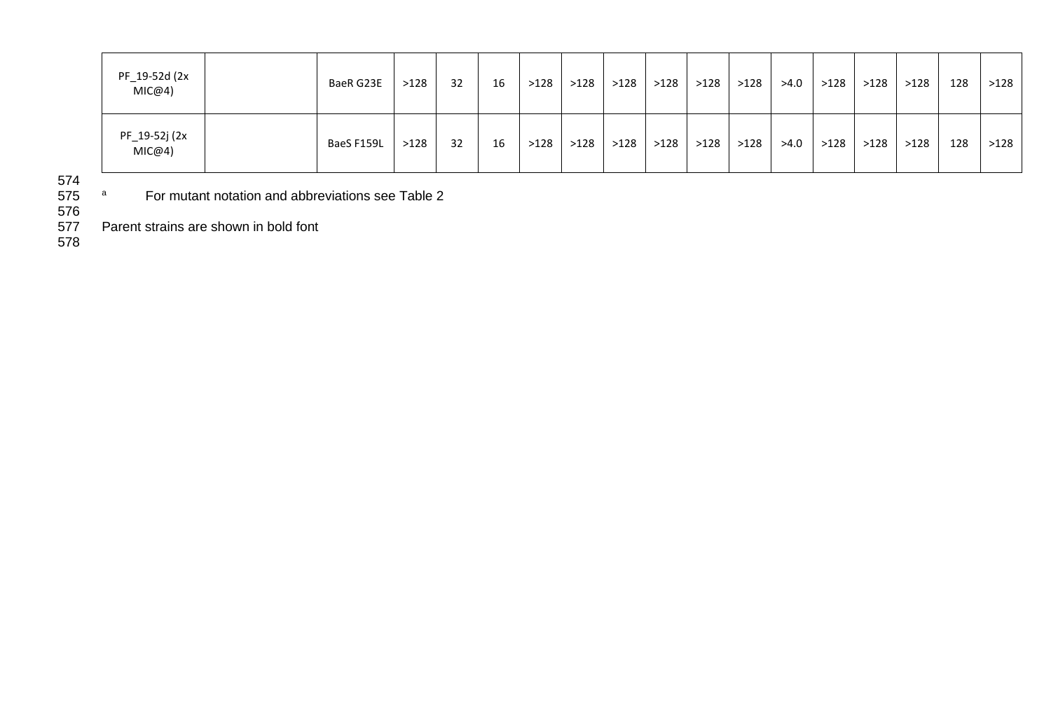| PF_19-52d (2x MIC@4) | | BaeR G23E | >128 | 32 | 16 | >128 | >128 | >128 | >128 | >128 | >128 | >4.0 | >128 | >128 | >128 | 128 | >128 |
|---|---|---|---|---|---|---|---|---|---|---|---|---|---|---|---|---|---|
| PF_19-52j (2x MIC@4) | | BaeS F159L | >128 | 32 | 16 | >128 | >128 | >128 | >128 | >128 | >128 | >4.0 | >128 | >128 | >128 | 128 | >128 |

[a] For mutant notation and abbreviations see Table 2

Parent strains are shown in bold font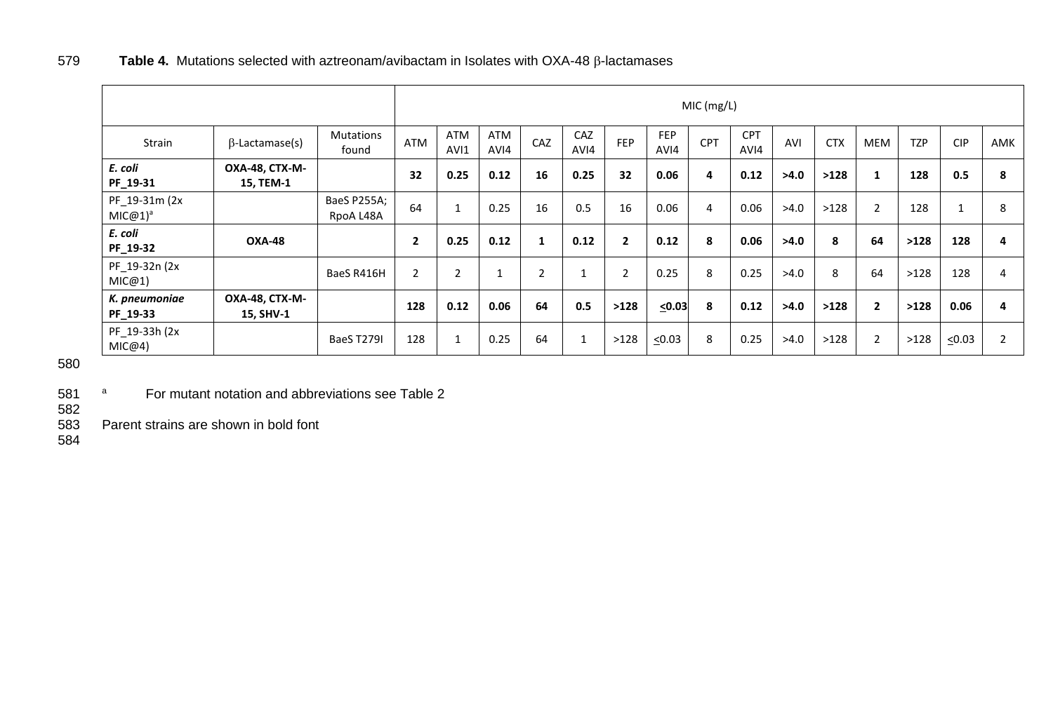**Table 4.** Mutations selected with aztreonam/avibactam in Isolates with OXA-48 β-lactamases

| | | | MIC (mg/L) | | | | | | | | | | | | | | | |
|---|---|---|---|---|---|---|---|---|---|---|---|---|---|---|---|---|---|---|
| Strain | β-Lactamase(s) | Mutations found | ATM | ATM AVI1 | ATM AVI4 | CAZ | CAZ AVI4 | FEP | FEP AVI4 | CPT | CPT AVI4 | AVI | CTX | MEM | TZP | CIP | AMK |
| ***E. coli* PF_19-31** | **OXA-48, CTX-M-15, TEM-1** | | **32** | **0.25** | **0.12** | **16** | **0.25** | **32** | **0.06** | **4** | **0.12** | **>4.0** | **>128** | **1** | **128** | **0.5** | **8** |
| PF_19-31m (2x MIC@1)[a] | | BaeS P255A; RpoA L48A | 64 | 1 | 0.25 | 16 | 0.5 | 16 | 0.06 | 4 | 0.06 | >4.0 | >128 | 2 | 128 | 1 | 8 |
| ***E. coli* PF_19-32** | **OXA-48** | | **2** | **0.25** | **0.12** | **1** | **0.12** | **2** | **0.12** | **8** | **0.06** | **>4.0** | **8** | **64** | **>128** | **128** | **4** |
| PF_19-32n (2x MIC@1) | | BaeS R416H | 2 | 2 | 1 | 2 | 1 | 2 | 0.25 | 8 | 0.25 | >4.0 | 8 | 64 | >128 | 128 | 4 |
| ***K. pneumoniae* PF_19-33** | **OXA-48, CTX-M-15, SHV-1** | | **128** | **0.12** | **0.06** | **64** | **0.5** | **>128** | **≤0.03** | **8** | **0.12** | **>4.0** | **>128** | **2** | **>128** | **0.06** | **4** |
| PF_19-33h (2x MIC@4) | | BaeS T279I | 128 | 1 | 0.25 | 64 | 1 | >128 | ≤0.03 | 8 | 0.25 | >4.0 | >128 | 2 | >128 | ≤0.03 | 2 |

[a] For mutant notation and abbreviations see Table 2

Parent strains are shown in bold font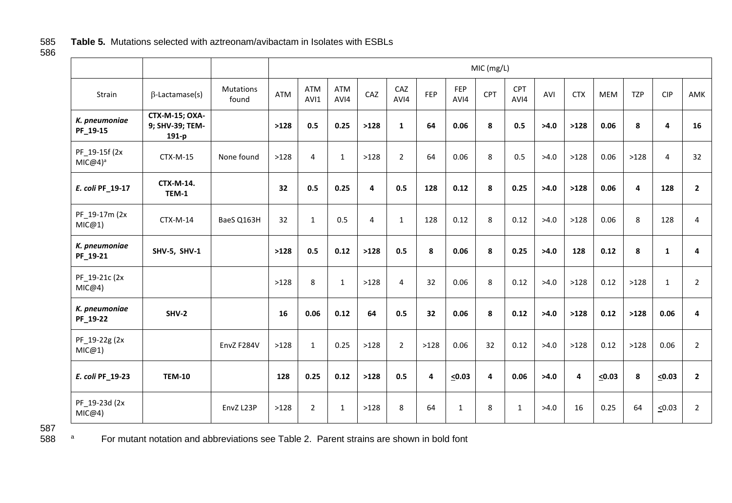**Table 5.** Mutations selected with aztreonam/avibactam in Isolates with ESBLs

| | | | MIC (mg/L) | | | | | | | | | | | | | | | |
|---|---|---|---|---|---|---|---|---|---|---|---|---|---|---|---|---|---|---|
| Strain | β-Lactamase(s) | Mutations found | ATM | ATM AVI1 | ATM AVI4 | CAZ | CAZ AVI4 | FEP | FEP AVI4 | CPT | CPT AVI4 | AVI | CTX | MEM | TZP | CIP | AMK |
| ***K. pneumoniae* PF_19-15** | **CTX-M-15; OXA-9; SHV-39; TEM-191-p** | | **>128** | **0.5** | **0.25** | **>128** | **1** | **64** | **0.06** | **8** | **0.5** | **>4.0** | **>128** | **0.06** | **8** | **4** | **16** |
| PF_19-15f (2x MIC@4)[a] | CTX-M-15 | None found | >128 | 4 | 1 | >128 | 2 | 64 | 0.06 | 8 | 0.5 | >4.0 | >128 | 0.06 | >128 | 4 | 32 |
| ***E. coli* PF_19-17** | **CTX-M-14. TEM-1** | | **32** | **0.5** | **0.25** | **4** | **0.5** | **128** | **0.12** | **8** | **0.25** | **>4.0** | **>128** | **0.06** | **4** | **128** | **2** |
| PF_19-17m (2x MIC@1) | CTX-M-14 | BaeS Q163H | 32 | 1 | 0.5 | 4 | 1 | 128 | 0.12 | 8 | 0.12 | >4.0 | >128 | 0.06 | 8 | 128 | 4 |
| ***K. pneumoniae* PF_19-21** | **SHV-5, SHV-1** | | **>128** | **0.5** | **0.12** | **>128** | **0.5** | **8** | **0.06** | **8** | **0.25** | **>4.0** | **128** | **0.12** | **8** | **1** | **4** |
| PF_19-21c (2x MIC@4) | | | >128 | 8 | 1 | >128 | 4 | 32 | 0.06 | 8 | 0.12 | >4.0 | >128 | 0.12 | >128 | 1 | 2 |
| ***K. pneumoniae* PF_19-22** | **SHV-2** | | **16** | **0.06** | **0.12** | **64** | **0.5** | **32** | **0.06** | **8** | **0.12** | **>4.0** | **>128** | **0.12** | **>128** | **0.06** | **4** |
| PF_19-22g (2x MIC@1) | | EnvZ F284V | >128 | 1 | 0.25 | >128 | 2 | >128 | 0.06 | 32 | 0.12 | >4.0 | >128 | 0.12 | >128 | 0.06 | 2 |
| ***E. coli* PF_19-23** | **TEM-10** | | **128** | **0.25** | **0.12** | **>128** | **0.5** | **4** | **≤0.03** | **4** | **0.06** | **>4.0** | **4** | **≤0.03** | **8** | **≤0.03** | **2** |
| PF_19-23d (2x MIC@4) | | EnvZ L23P | >128 | 2 | 1 | >128 | 8 | 64 | 1 | 8 | 1 | >4.0 | 16 | 0.25 | 64 | ≤0.03 | 2 |

[a] For mutant notation and abbreviations see Table 2. Parent strains are shown in bold font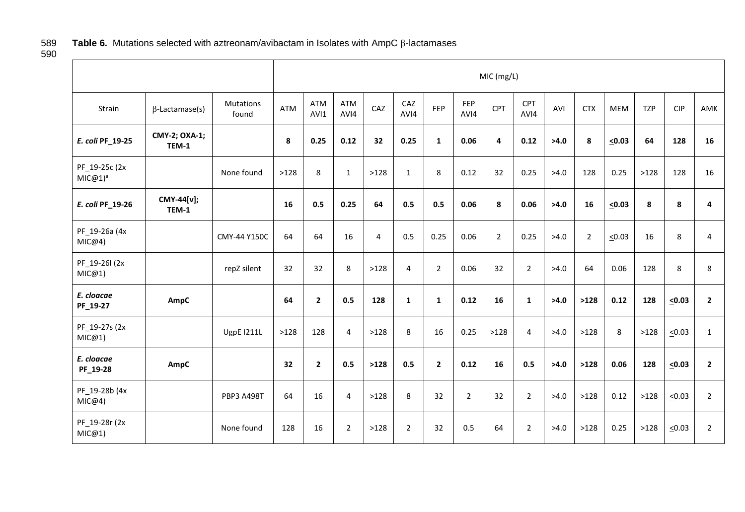**Table 6.** Mutations selected with aztreonam/avibactam in Isolates with AmpC β-lactamases

| | | | MIC (mg/L) | | | | | | | | | | | | | | | |
|---|---|---|---|---|---|---|---|---|---|---|---|---|---|---|---|---|---|---|
| Strain | β-Lactamase(s) | Mutations found | ATM | ATM AVI1 | ATM AVI4 | CAZ | CAZ AVI4 | FEP | FEP AVI4 | CPT | CPT AVI4 | AVI | CTX | MEM | TZP | CIP | AMK |
| ***E. coli* PF_19-25** | **CMY-2; OXA-1; TEM-1** | | **8** | **0.25** | **0.12** | **32** | **0.25** | **1** | **0.06** | **4** | **0.12** | **>4.0** | **8** | **≤0.03** | **64** | **128** | **16** |
| PF_19-25c (2x MIC@1)[a] | | None found | >128 | 8 | 1 | >128 | 1 | 8 | 0.12 | 32 | 0.25 | >4.0 | 128 | 0.25 | >128 | 128 | 16 |
| ***E. coli* PF_19-26** | **CMY-44[v]; TEM-1** | | **16** | **0.5** | **0.25** | **64** | **0.5** | **0.5** | **0.06** | **8** | **0.06** | **>4.0** | **16** | **≤0.03** | **8** | **8** | **4** |
| PF_19-26a (4x MIC@4) | | CMY-44 Y150C | 64 | 64 | 16 | 4 | 0.5 | 0.25 | 0.06 | 2 | 0.25 | >4.0 | 2 | ≤0.03 | 16 | 8 | 4 |
| PF_19-26l (2x MIC@1) | | repZ silent | 32 | 32 | 8 | >128 | 4 | 2 | 0.06 | 32 | 2 | >4.0 | 64 | 0.06 | 128 | 8 | 8 |
| ***E. cloacae* PF_19-27** | **AmpC** | | **64** | **2** | **0.5** | **128** | **1** | **1** | **0.12** | **16** | **1** | **>4.0** | **>128** | **0.12** | **128** | **≤0.03** | **2** |
| PF_19-27s (2x MIC@1) | | UgpE I211L | >128 | 128 | 4 | >128 | 8 | 16 | 0.25 | >128 | 4 | >4.0 | >128 | 8 | >128 | ≤0.03 | 1 |
| ***E. cloacae* PF_19-28** | **AmpC** | | **32** | **2** | **0.5** | **>128** | **0.5** | **2** | **0.12** | **16** | **0.5** | **>4.0** | **>128** | **0.06** | **128** | **≤0.03** | **2** |
| PF_19-28b (4x MIC@4) | | PBP3 A498T | 64 | 16 | 4 | >128 | 8 | 32 | 2 | 32 | 2 | >4.0 | >128 | 0.12 | >128 | ≤0.03 | 2 |
| PF_19-28r (2x MIC@1) | | None found | 128 | 16 | 2 | >128 | 2 | 32 | 0.5 | 64 | 2 | >4.0 | >128 | 0.25 | >128 | ≤0.03 | 2 |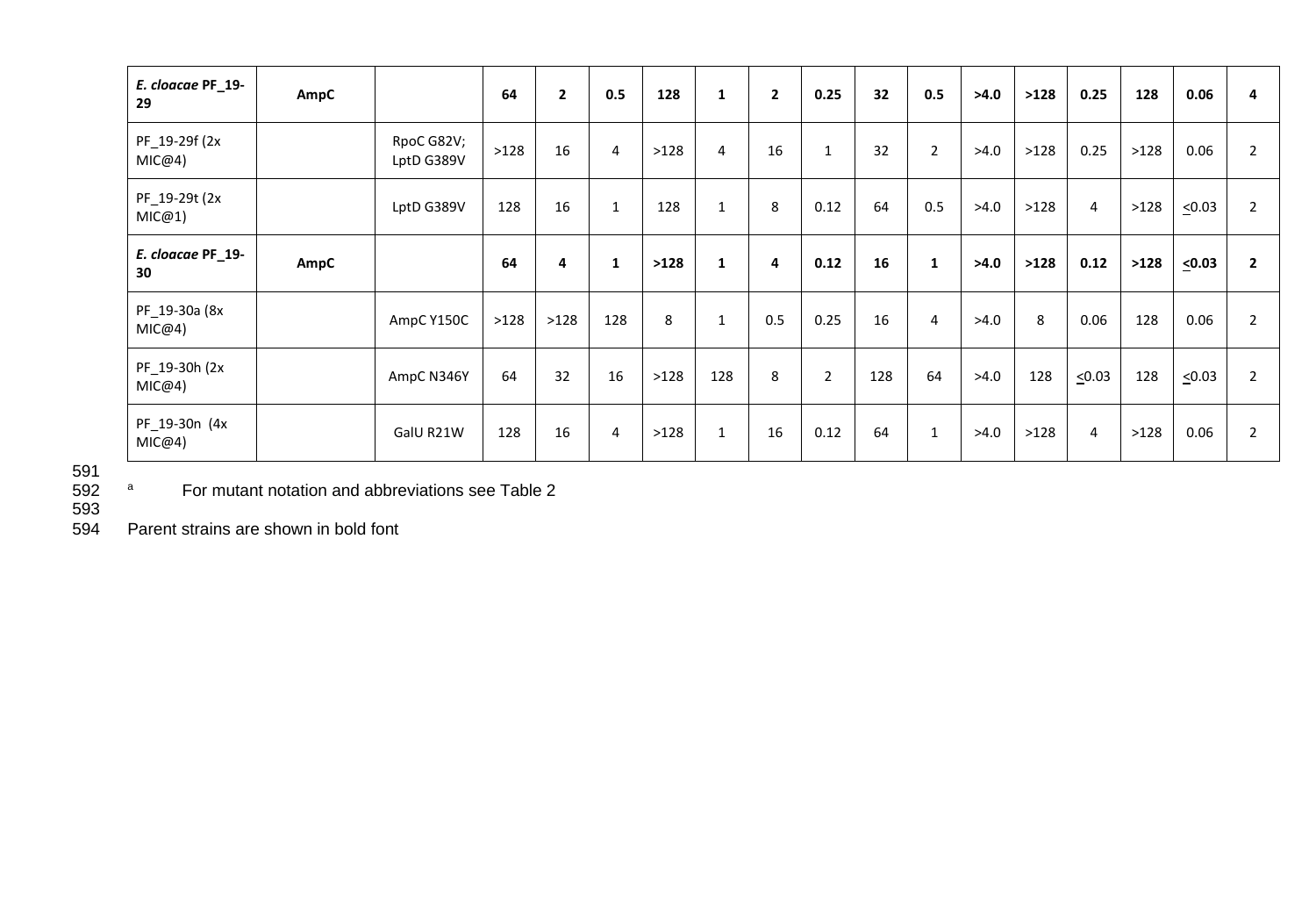| | | | | | | | | | | | | | | | | | |
|---|---|---|---|---|---|---|---|---|---|---|---|---|---|---|---|---|---|
| ***E. cloacae* PF_19-29** | **AmpC** | | **64** | **2** | **0.5** | **128** | **1** | **2** | **0.25** | **32** | **0.5** | **>4.0** | **>128** | **0.25** | **128** | **0.06** | **4** |
| PF_19-29f (2x MIC@4) | | RpoC G82V; LptD G389V | >128 | 16 | 4 | >128 | 4 | 16 | 1 | 32 | 2 | >4.0 | >128 | 0.25 | >128 | 0.06 | 2 |
| PF_19-29t (2x MIC@1) | | LptD G389V | 128 | 16 | 1 | 128 | 1 | 8 | 0.12 | 64 | 0.5 | >4.0 | >128 | 4 | >128 | <0.03 | 2 |
| ***E. cloacae* PF_19-30** | **AmpC** | | **64** | **4** | **1** | **>128** | **1** | **4** | **0.12** | **16** | **1** | **>4.0** | **>128** | **0.12** | **>128** | **<0.03** | **2** |
| PF_19-30a (8x MIC@4) | | AmpC Y150C | >128 | >128 | 128 | 8 | 1 | 0.5 | 0.25 | 16 | 4 | >4.0 | 8 | 0.06 | 128 | 0.06 | 2 |
| PF_19-30h (2x MIC@4) | | AmpC N346Y | 64 | 32 | 16 | >128 | 128 | 8 | 2 | 128 | 64 | >4.0 | 128 | <0.03 | 128 | <0.03 | 2 |
| PF_19-30n (4x MIC@4) | | GalU R21W | 128 | 16 | 4 | >128 | 1 | 16 | 0.12 | 64 | 1 | >4.0 | >128 | 4 | >128 | 0.06 | 2 |

[a] For mutant notation and abbreviations see Table 2

Parent strains are shown in bold font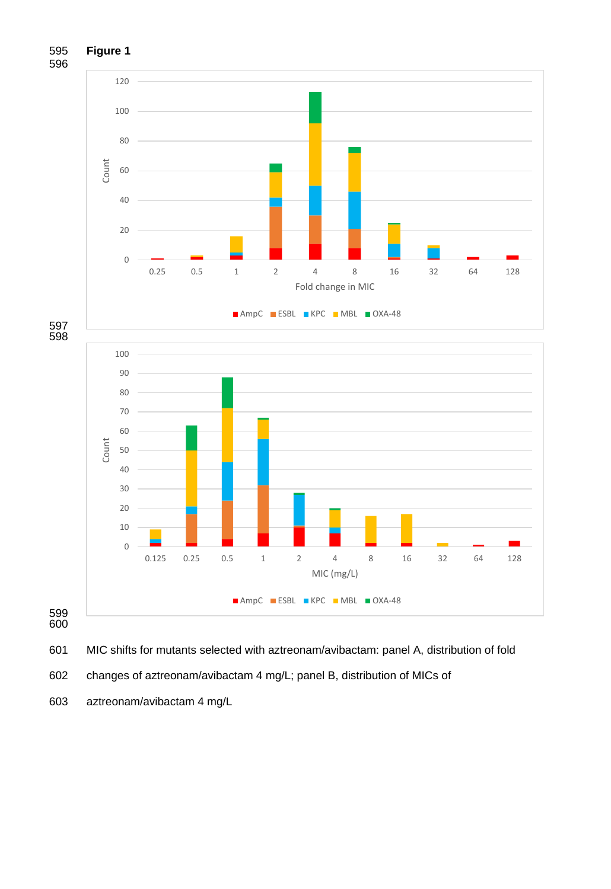**Figure 1**

120
100
80
60
40
20
0

Count

0.25 0.5 1 2 4 8 16 32 64 128

Fold change in MIC

AmpC ESBL KPC MBL OXA-48

100
90
80
70
60
50
40
30
20
10
0

Count

0.125 0.25 0.5 1 2 4 8 16 32 64 128

MIC (mg/L)

AmpC ESBL KPC MBL OXA-48

MIC shifts for mutants selected with aztreonam/avibactam: panel A, distribution of fold changes of aztreonam/avibactam 4 mg/L; panel B, distribution of MICs of aztreonam/avibactam 4 mg/L